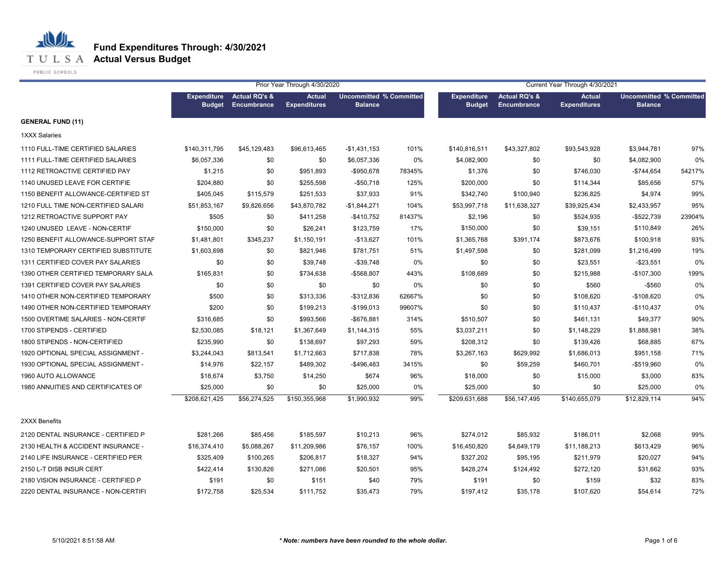# Fund Expenditures Through: 4/30/2021
## Actual Versus Budget

TULSA PUBLIC SCHOOLS

| | Prior Year Through 4/30/2020 | | | | | Current Year Through 4/30/2021 | | | | |
|---|---|---|---|---|---|---|---|---|---|---|
| | Expenditure Budget | Actual RQ's & Encumbrance | Actual Expenditures | Uncommitted Balance | % Committed | Expenditure Budget | Actual RQ's & Encumbrance | Actual Expenditures | Uncommitted Balance | % Committed |
| **GENERAL FUND (11)** | | | | | | | | | | |
| 1XXX Salaries | | | | | | | | | | |
| 1110 FULL-TIME CERTIFIED SALARIES | $140,311,795 | $45,129,483 | $96,613,465 | -$1,431,153 | 101% | $140,816,511 | $43,327,802 | $93,543,928 | $3,944,781 | 97% |
| 1111 FULL-TIME CERTIFIED SALARIES | $6,057,336 | $0 | $0 | $6,057,336 | 0% | $4,082,900 | $0 | $0 | $4,082,900 | 0% |
| 1112 RETROACTIVE CERTIFIED PAY | $1,215 | $0 | $951,893 | -$950,678 | 78345% | $1,376 | $0 | $746,030 | -$744,654 | 54217% |
| 1140 UNUSED LEAVE FOR CERTIFIE | $204,880 | $0 | $255,598 | -$50,718 | 125% | $200,000 | $0 | $114,344 | $85,656 | 57% |
| 1150 BENEFIT ALLOWANCE-CERTIFIED ST | $405,045 | $115,579 | $251,533 | $37,933 | 91% | $342,740 | $100,940 | $236,825 | $4,974 | 99% |
| 1210 FULL TIME NON-CERTIFIED SALARI | $51,853,167 | $9,826,656 | $43,870,782 | -$1,844,271 | 104% | $53,997,718 | $11,638,327 | $39,925,434 | $2,433,957 | 95% |
| 1212 RETROACTIVE SUPPORT PAY | $505 | $0 | $411,258 | -$410,752 | 81437% | $2,196 | $0 | $524,935 | -$522,739 | 23904% |
| 1240 UNUSED LEAVE - NON-CERTIF | $150,000 | $0 | $26,241 | $123,759 | 17% | $150,000 | $0 | $39,151 | $110,849 | 26% |
| 1250 BENEFIT ALLOWANCE-SUPPORT STAF | $1,481,801 | $345,237 | $1,150,191 | -$13,627 | 101% | $1,365,768 | $391,174 | $873,676 | $100,918 | 93% |
| 1310 TEMPORARY CERTIFIED SUBSTITUTE | $1,603,698 | $0 | $821,946 | $781,751 | 51% | $1,497,598 | $0 | $281,099 | $1,216,499 | 19% |
| 1311 CERTIFIED COVER PAY SALARIES | $0 | $0 | $39,748 | -$39,748 | 0% | $0 | $0 | $23,551 | -$23,551 | 0% |
| 1390 OTHER CERTIFIED TEMPORARY SALA | $165,831 | $0 | $734,638 | -$568,807 | 443% | $108,689 | $0 | $215,988 | -$107,300 | 199% |
| 1391 CERTIFIED COVER PAY SALARIES | $0 | $0 | $0 | $0 | 0% | $0 | $0 | $560 | -$560 | 0% |
| 1410 OTHER NON-CERTIFIED TEMPORARY | $500 | $0 | $313,336 | -$312,836 | 62667% | $0 | $0 | $108,620 | -$108,620 | 0% |
| 1490 OTHER NON-CERTIFIED TEMPORARY | $200 | $0 | $199,213 | -$199,013 | 99607% | $0 | $0 | $110,437 | -$110,437 | 0% |
| 1500 OVERTIME SALARIES - NON-CERTIF | $316,685 | $0 | $993,566 | -$676,881 | 314% | $510,507 | $0 | $461,131 | $49,377 | 90% |
| 1700 STIPENDS - CERTIFIED | $2,530,085 | $18,121 | $1,367,649 | $1,144,315 | 55% | $3,037,211 | $0 | $1,148,229 | $1,888,981 | 38% |
| 1800 STIPENDS - NON-CERTIFIED | $235,990 | $0 | $138,697 | $97,293 | 59% | $208,312 | $0 | $139,426 | $68,885 | 67% |
| 1920 OPTIONAL SPECIAL ASSIGNMENT - | $3,244,043 | $813,541 | $1,712,663 | $717,838 | 78% | $3,267,163 | $629,992 | $1,686,013 | $951,158 | 71% |
| 1930 OPTIONAL SPECIAL ASSIGNMENT - | $14,976 | $22,157 | $489,302 | -$496,483 | 3415% | $0 | $59,259 | $460,701 | -$519,960 | 0% |
| 1960 AUTO ALLOWANCE | $18,674 | $3,750 | $14,250 | $674 | 96% | $18,000 | $0 | $15,000 | $3,000 | 83% |
| 1980 ANNUITIES AND CERTIFICATES OF | $25,000 | $0 | $0 | $25,000 | 0% | $25,000 | $0 | $0 | $25,000 | 0% |
| | $208,621,425 | $56,274,525 | $150,355,968 | $1,990,932 | 99% | $209,631,688 | $56,147,495 | $140,655,079 | $12,829,114 | 94% |
| 2XXX Benefits | | | | | | | | | | |
| 2120 DENTAL INSURANCE - CERTIFIED P | $281,266 | $85,456 | $185,597 | $10,213 | 96% | $274,012 | $85,932 | $186,011 | $2,068 | 99% |
| 2130 HEALTH & ACCIDENT INSURANCE - | $16,374,410 | $5,088,267 | $11,209,986 | $76,157 | 100% | $16,450,820 | $4,649,179 | $11,188,213 | $613,429 | 96% |
| 2140 LIFE INSURANCE - CERTIFIED PER | $325,409 | $100,265 | $206,817 | $18,327 | 94% | $327,202 | $95,195 | $211,979 | $20,027 | 94% |
| 2150 L-T DISB INSUR CERT | $422,414 | $130,826 | $271,086 | $20,501 | 95% | $428,274 | $124,492 | $272,120 | $31,662 | 93% |
| 2180 VISION INSURANCE - CERTIFIED P | $191 | $0 | $151 | $40 | 79% | $191 | $0 | $159 | $32 | 83% |
| 2220 DENTAL INSURANCE - NON-CERTIFI | $172,758 | $25,534 | $111,752 | $35,473 | 79% | $197,412 | $35,178 | $107,620 | $54,614 | 72% |

5/10/2021 8:51:58 AM

*\* Note: numbers have been rounded to the whole dollar.*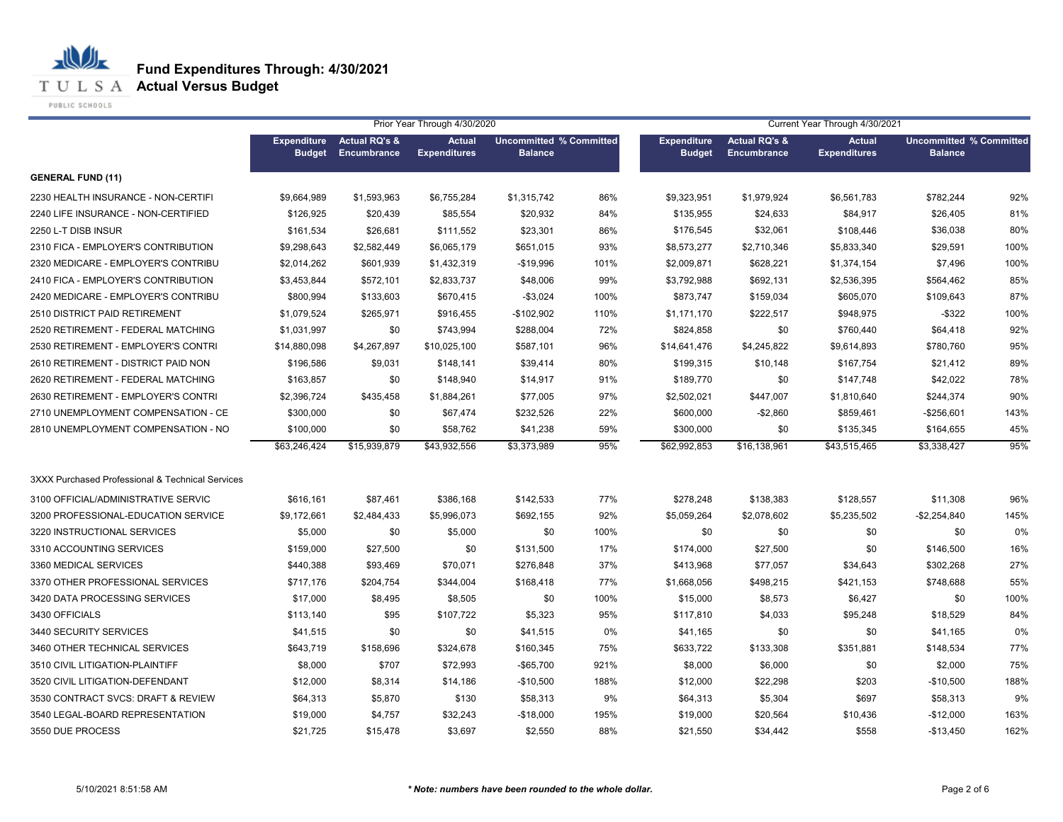# Fund Expenditures Through: 4/30/2021

## Actual Versus Budget

| | Prior Year Through 4/30/2020 | | | | | Current Year Through 4/30/2021 | | | | |
|---|---|---|---|---|---|---|---|---|---|---|
| | Expenditure Budget | Actual RQ's & Encumbrance | Actual Expenditures | Uncommitted Balance | % Committed | Expenditure Budget | Actual RQ's & Encumbrance | Actual Expenditures | Uncommitted Balance | % Committed |
| **GENERAL FUND (11)** | | | | | | | | | | |
| 2230 HEALTH INSURANCE - NON-CERTIFI | $9,664,989 | $1,593,963 | $6,755,284 | $1,315,742 | 86% | $9,323,951 | $1,979,924 | $6,561,783 | $782,244 | 92% |
| 2240 LIFE INSURANCE - NON-CERTIFIED | $126,925 | $20,439 | $85,554 | $20,932 | 84% | $135,955 | $24,633 | $84,917 | $26,405 | 81% |
| 2250 L-T DISB INSUR | $161,534 | $26,681 | $111,552 | $23,301 | 86% | $176,545 | $32,061 | $108,446 | $36,038 | 80% |
| 2310 FICA - EMPLOYER'S CONTRIBUTION | $9,298,643 | $2,582,449 | $6,065,179 | $651,015 | 93% | $8,573,277 | $2,710,346 | $5,833,340 | $29,591 | 100% |
| 2320 MEDICARE - EMPLOYER'S CONTRIBU | $2,014,262 | $601,939 | $1,432,319 | -$19,996 | 101% | $2,009,871 | $628,221 | $1,374,154 | $7,496 | 100% |
| 2410 FICA - EMPLOYER'S CONTRIBUTION | $3,453,844 | $572,101 | $2,833,737 | $48,006 | 99% | $3,792,988 | $692,131 | $2,536,395 | $564,462 | 85% |
| 2420 MEDICARE - EMPLOYER'S CONTRIBU | $800,994 | $133,603 | $670,415 | -$3,024 | 100% | $873,747 | $159,034 | $605,070 | $109,643 | 87% |
| 2510 DISTRICT PAID RETIREMENT | $1,079,524 | $265,971 | $916,455 | -$102,902 | 110% | $1,171,170 | $222,517 | $948,975 | -$322 | 100% |
| 2520 RETIREMENT - FEDERAL MATCHING | $1,031,997 | $0 | $743,994 | $288,004 | 72% | $824,858 | $0 | $760,440 | $64,418 | 92% |
| 2530 RETIREMENT - EMPLOYER'S CONTRI | $14,880,098 | $4,267,897 | $10,025,100 | $587,101 | 96% | $14,641,476 | $4,245,822 | $9,614,893 | $780,760 | 95% |
| 2610 RETIREMENT - DISTRICT PAID NON | $196,586 | $9,031 | $148,141 | $39,414 | 80% | $199,315 | $10,148 | $167,754 | $21,412 | 89% |
| 2620 RETIREMENT - FEDERAL MATCHING | $163,857 | $0 | $148,940 | $14,917 | 91% | $189,770 | $0 | $147,748 | $42,022 | 78% |
| 2630 RETIREMENT - EMPLOYER'S CONTRI | $2,396,724 | $435,458 | $1,884,261 | $77,005 | 97% | $2,502,021 | $447,007 | $1,810,640 | $244,374 | 90% |
| 2710 UNEMPLOYMENT COMPENSATION - CE | $300,000 | $0 | $67,474 | $232,526 | 22% | $600,000 | -$2,860 | $859,461 | -$256,601 | 143% |
| 2810 UNEMPLOYMENT COMPENSATION - NO | $100,000 | $0 | $58,762 | $41,238 | 59% | $300,000 | $0 | $135,345 | $164,655 | 45% |
| | $63,246,424 | $15,939,879 | $43,932,556 | $3,373,989 | 95% | $62,992,853 | $16,138,961 | $43,515,465 | $3,338,427 | 95% |
| 3XXX Purchased Professional & Technical Services | | | | | | | | | | |
| 3100 OFFICIAL/ADMINISTRATIVE SERVIC | $616,161 | $87,461 | $386,168 | $142,533 | 77% | $278,248 | $138,383 | $128,557 | $11,308 | 96% |
| 3200 PROFESSIONAL-EDUCATION SERVICE | $9,172,661 | $2,484,433 | $5,996,073 | $692,155 | 92% | $5,059,264 | $2,078,602 | $5,235,502 | -$2,254,840 | 145% |
| 3220 INSTRUCTIONAL SERVICES | $5,000 | $0 | $5,000 | $0 | 100% | $0 | $0 | $0 | $0 | 0% |
| 3310 ACCOUNTING SERVICES | $159,000 | $27,500 | $0 | $131,500 | 17% | $174,000 | $27,500 | $0 | $146,500 | 16% |
| 3360 MEDICAL SERVICES | $440,388 | $93,469 | $70,071 | $276,848 | 37% | $413,968 | $77,057 | $34,643 | $302,268 | 27% |
| 3370 OTHER PROFESSIONAL SERVICES | $717,176 | $204,754 | $344,004 | $168,418 | 77% | $1,668,056 | $498,215 | $421,153 | $748,688 | 55% |
| 3420 DATA PROCESSING SERVICES | $17,000 | $8,495 | $8,505 | $0 | 100% | $15,000 | $8,573 | $6,427 | $0 | 100% |
| 3430 OFFICIALS | $113,140 | $95 | $107,722 | $5,323 | 95% | $117,810 | $4,033 | $95,248 | $18,529 | 84% |
| 3440 SECURITY SERVICES | $41,515 | $0 | $0 | $41,515 | 0% | $41,165 | $0 | $0 | $41,165 | 0% |
| 3460 OTHER TECHNICAL SERVICES | $643,719 | $158,696 | $324,678 | $160,345 | 75% | $633,722 | $133,308 | $351,881 | $148,534 | 77% |
| 3510 CIVIL LITIGATION-PLAINTIFF | $8,000 | $707 | $72,993 | -$65,700 | 921% | $8,000 | $6,000 | $0 | $2,000 | 75% |
| 3520 CIVIL LITIGATION-DEFENDANT | $12,000 | $8,314 | $14,186 | -$10,500 | 188% | $12,000 | $22,298 | $203 | -$10,500 | 188% |
| 3530 CONTRACT SVCS: DRAFT & REVIEW | $64,313 | $5,870 | $130 | $58,313 | 9% | $64,313 | $5,304 | $697 | $58,313 | 9% |
| 3540 LEGAL-BOARD REPRESENTATION | $19,000 | $4,757 | $32,243 | -$18,000 | 195% | $19,000 | $20,564 | $10,436 | -$12,000 | 163% |
| 3550 DUE PROCESS | $21,725 | $15,478 | $3,697 | $2,550 | 88% | $21,550 | $34,442 | $558 | -$13,450 | 162% |

5/10/2021 8:51:58 AM

*** Note: numbers have been rounded to the whole dollar.***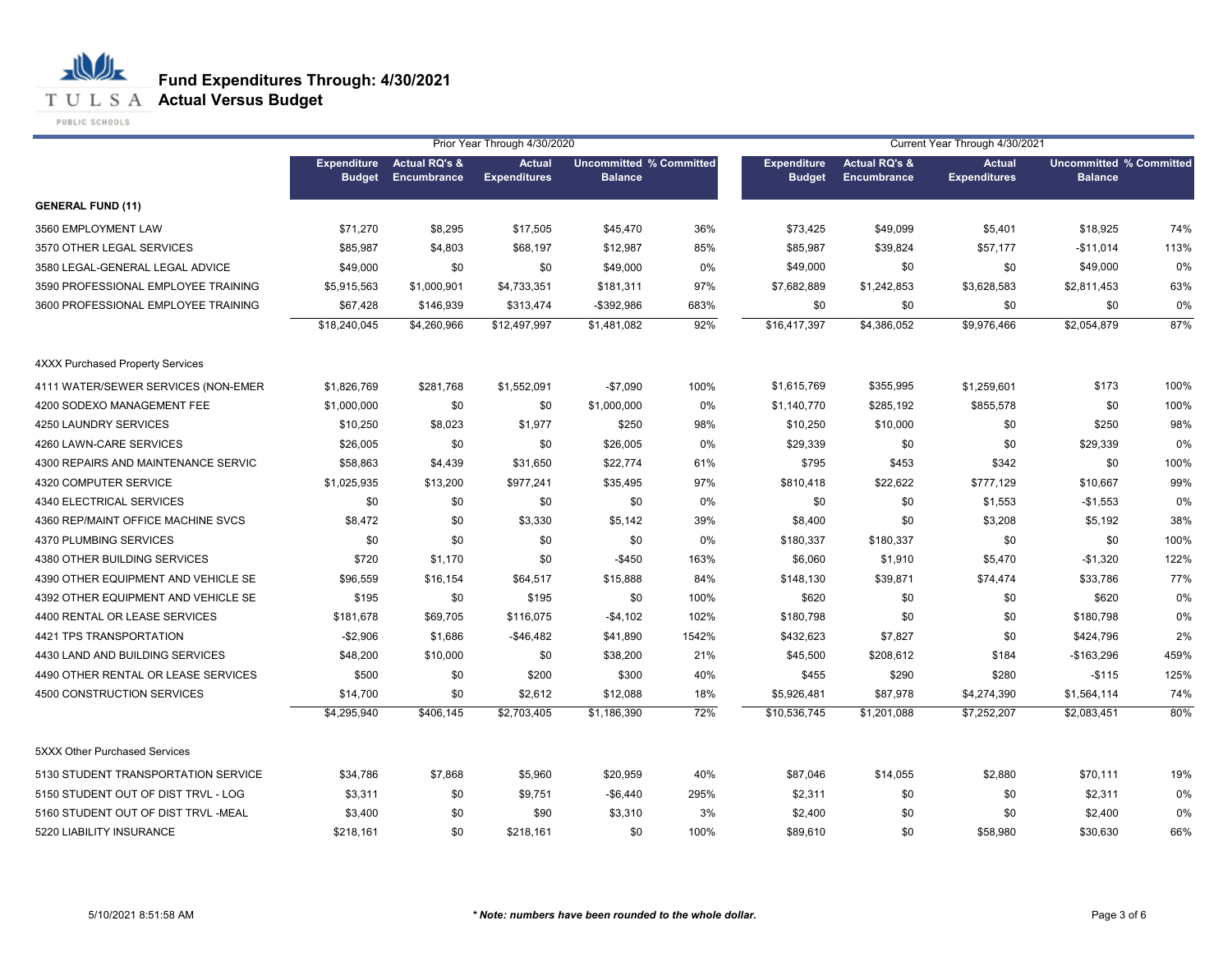# Fund Expenditures Through: 4/30/2021
## Actual Versus Budget

| | Prior Year Through 4/30/2020 | | | | | Current Year Through 4/30/2021 | | | | |
|---|---|---|---|---|---|---|---|---|---|---|
| | Expenditure Budget | Actual RQ's & Encumbrance | Actual Expenditures | Uncommitted Balance | % Committed | Expenditure Budget | Actual RQ's & Encumbrance | Actual Expenditures | Uncommitted Balance | % Committed |
| **GENERAL FUND (11)** | | | | | | | | | | |
| 3560 EMPLOYMENT LAW | $71,270 | $8,295 | $17,505 | $45,470 | 36% | $73,425 | $49,099 | $5,401 | $18,925 | 74% |
| 3570 OTHER LEGAL SERVICES | $85,987 | $4,803 | $68,197 | $12,987 | 85% | $85,987 | $39,824 | $57,177 | -$11,014 | 113% |
| 3580 LEGAL-GENERAL LEGAL ADVICE | $49,000 | $0 | $0 | $49,000 | 0% | $49,000 | $0 | $0 | $49,000 | 0% |
| 3590 PROFESSIONAL EMPLOYEE TRAINING | $5,915,563 | $1,000,901 | $4,733,351 | $181,311 | 97% | $7,682,889 | $1,242,853 | $3,628,583 | $2,811,453 | 63% |
| 3600 PROFESSIONAL EMPLOYEE TRAINING | $67,428 | $146,939 | $313,474 | -$392,986 | 683% | $0 | $0 | $0 | $0 | 0% |
| | $18,240,045 | $4,260,966 | $12,497,997 | $1,481,082 | 92% | $16,417,397 | $4,386,052 | $9,976,466 | $2,054,879 | 87% |
| 4XXX Purchased Property Services | | | | | | | | | | |
| 4111 WATER/SEWER SERVICES (NON-EMER | $1,826,769 | $281,768 | $1,552,091 | -$7,090 | 100% | $1,615,769 | $355,995 | $1,259,601 | $173 | 100% |
| 4200 SODEXO MANAGEMENT FEE | $1,000,000 | $0 | $0 | $1,000,000 | 0% | $1,140,770 | $285,192 | $855,578 | $0 | 100% |
| 4250 LAUNDRY SERVICES | $10,250 | $8,023 | $1,977 | $250 | 98% | $10,250 | $10,000 | $0 | $250 | 98% |
| 4260 LAWN-CARE SERVICES | $26,005 | $0 | $0 | $26,005 | 0% | $29,339 | $0 | $0 | $29,339 | 0% |
| 4300 REPAIRS AND MAINTENANCE SERVIC | $58,863 | $4,439 | $31,650 | $22,774 | 61% | $795 | $453 | $342 | $0 | 100% |
| 4320 COMPUTER SERVICE | $1,025,935 | $13,200 | $977,241 | $35,495 | 97% | $810,418 | $22,622 | $777,129 | $10,667 | 99% |
| 4340 ELECTRICAL SERVICES | $0 | $0 | $0 | $0 | 0% | $0 | $0 | $1,553 | -$1,553 | 0% |
| 4360 REP/MAINT OFFICE MACHINE SVCS | $8,472 | $0 | $3,330 | $5,142 | 39% | $8,400 | $0 | $3,208 | $5,192 | 38% |
| 4370 PLUMBING SERVICES | $0 | $0 | $0 | $0 | 0% | $180,337 | $180,337 | $0 | $0 | 100% |
| 4380 OTHER BUILDING SERVICES | $720 | $1,170 | $0 | -$450 | 163% | $6,060 | $1,910 | $5,470 | -$1,320 | 122% |
| 4390 OTHER EQUIPMENT AND VEHICLE SE | $96,559 | $16,154 | $64,517 | $15,888 | 84% | $148,130 | $39,871 | $74,474 | $33,786 | 77% |
| 4392 OTHER EQUIPMENT AND VEHICLE SE | $195 | $0 | $195 | $0 | 100% | $620 | $0 | $0 | $620 | 0% |
| 4400 RENTAL OR LEASE SERVICES | $181,678 | $69,705 | $116,075 | -$4,102 | 102% | $180,798 | $0 | $0 | $180,798 | 0% |
| 4421 TPS TRANSPORTATION | -$2,906 | $1,686 | -$46,482 | $41,890 | 1542% | $432,623 | $7,827 | $0 | $424,796 | 2% |
| 4430 LAND AND BUILDING SERVICES | $48,200 | $10,000 | $0 | $38,200 | 21% | $45,500 | $208,612 | $184 | -$163,296 | 459% |
| 4490 OTHER RENTAL OR LEASE SERVICES | $500 | $0 | $200 | $300 | 40% | $455 | $290 | $280 | -$115 | 125% |
| 4500 CONSTRUCTION SERVICES | $14,700 | $0 | $2,612 | $12,088 | 18% | $5,926,481 | $87,978 | $4,274,390 | $1,564,114 | 74% |
| | $4,295,940 | $406,145 | $2,703,405 | $1,186,390 | 72% | $10,536,745 | $1,201,088 | $7,252,207 | $2,083,451 | 80% |
| 5XXX Other Purchased Services | | | | | | | | | | |
| 5130 STUDENT TRANSPORTATION SERVICE | $34,786 | $7,868 | $5,960 | $20,959 | 40% | $87,046 | $14,055 | $2,880 | $70,111 | 19% |
| 5150 STUDENT OUT OF DIST TRVL - LOG | $3,311 | $0 | $9,751 | -$6,440 | 295% | $2,311 | $0 | $0 | $2,311 | 0% |
| 5160 STUDENT OUT OF DIST TRVL -MEAL | $3,400 | $0 | $90 | $3,310 | 3% | $2,400 | $0 | $0 | $2,400 | 0% |
| 5220 LIABILITY INSURANCE | $218,161 | $0 | $218,161 | $0 | 100% | $89,610 | $0 | $58,980 | $30,630 | 66% |

5/10/2021 8:51:58 AM

*** Note: numbers have been rounded to the whole dollar.***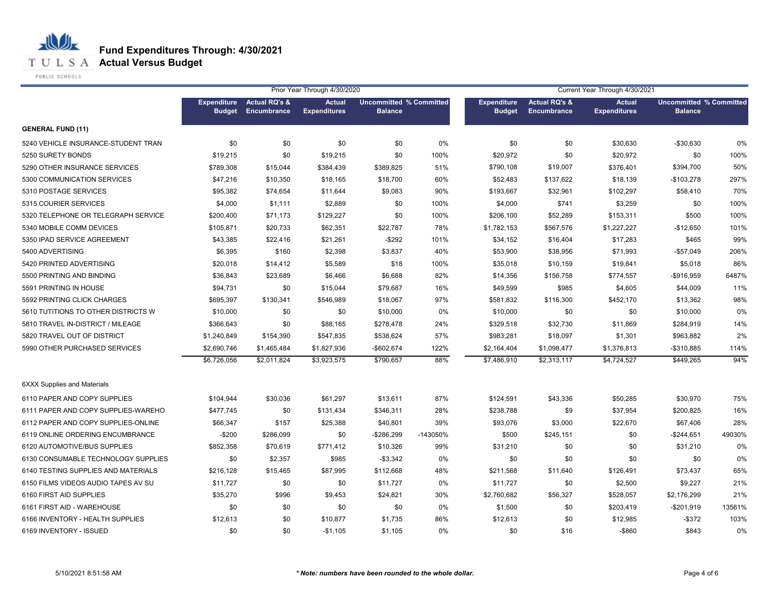# Fund Expenditures Through: 4/30/2021

## Actual Versus Budget

| | Prior Year Through 4/30/2020 | | | | | Current Year Through 4/30/2021 | | | | |
|---|---|---|---|---|---|---|---|---|---|---|
| | Expenditure Budget | Actual RQ's & Encumbrance | Actual Expenditures | Uncommitted Balance | % Committed | Expenditure Budget | Actual RQ's & Encumbrance | Actual Expenditures | Uncommitted Balance | % Committed |
| **GENERAL FUND (11)** | | | | | | | | | | |
| 5240 VEHICLE INSURANCE-STUDENT TRAN | $0 | $0 | $0 | $0 | 0% | $0 | $0 | $30,630 | -$30,630 | 0% |
| 5250 SURETY BONDS | $19,215 | $0 | $19,215 | $0 | 100% | $20,972 | $0 | $20,972 | $0 | 100% |
| 5290 OTHER INSURANCE SERVICES | $789,308 | $15,044 | $384,439 | $389,825 | 51% | $790,108 | $19,007 | $376,401 | $394,700 | 50% |
| 5300 COMMUNICATION SERVICES | $47,216 | $10,350 | $18,165 | $18,700 | 60% | $52,483 | $137,622 | $18,139 | -$103,278 | 297% |
| 5310 POSTAGE SERVICES | $95,382 | $74,654 | $11,644 | $9,083 | 90% | $193,667 | $32,961 | $102,297 | $58,410 | 70% |
| 5315 COURIER SERVICES | $4,000 | $1,111 | $2,889 | $0 | 100% | $4,000 | $741 | $3,259 | $0 | 100% |
| 5320 TELEPHONE OR TELEGRAPH SERVICE | $200,400 | $71,173 | $129,227 | $0 | 100% | $206,100 | $52,289 | $153,311 | $500 | 100% |
| 5340 MOBILE COMM DEVICES | $105,871 | $20,733 | $62,351 | $22,787 | 78% | $1,782,153 | $567,576 | $1,227,227 | -$12,650 | 101% |
| 5350 IPAD SERVICE AGREEMENT | $43,385 | $22,416 | $21,261 | -$292 | 101% | $34,152 | $16,404 | $17,283 | $465 | 99% |
| 5400 ADVERTISING | $6,395 | $160 | $2,398 | $3,837 | 40% | $53,900 | $38,956 | $71,993 | -$57,049 | 206% |
| 5420 PRINTED ADVERTISING | $20,018 | $14,412 | $5,589 | $18 | 100% | $35,018 | $10,159 | $19,841 | $5,018 | 86% |
| 5500 PRINTING AND BINDING | $36,843 | $23,689 | $6,466 | $6,688 | 82% | $14,356 | $156,758 | $774,557 | -$916,959 | 6487% |
| 5591 PRINTING IN HOUSE | $94,731 | $0 | $15,044 | $79,687 | 16% | $49,599 | $985 | $4,605 | $44,009 | 11% |
| 5592 PRINTING CLICK CHARGES | $695,397 | $130,341 | $546,989 | $18,067 | 97% | $581,832 | $116,300 | $452,170 | $13,362 | 98% |
| 5610 TUTITIONS TO OTHER DISTRICTS W | $10,000 | $0 | $0 | $10,000 | 0% | $10,000 | $0 | $0 | $10,000 | 0% |
| 5810 TRAVEL IN-DISTRICT / MILEAGE | $366,643 | $0 | $88,165 | $278,478 | 24% | $329,518 | $32,730 | $11,869 | $284,919 | 14% |
| 5820 TRAVEL OUT OF DISTRICT | $1,240,849 | $154,390 | $547,835 | $538,624 | 57% | $983,281 | $18,097 | $1,301 | $963,882 | 2% |
| 5990 OTHER PURCHASED SERVICES | $2,690,746 | $1,465,484 | $1,827,936 | -$602,674 | 122% | $2,164,404 | $1,098,477 | $1,376,813 | -$310,885 | 114% |
| | $6,726,056 | $2,011,824 | $3,923,575 | $790,657 | 88% | $7,486,910 | $2,313,117 | $4,724,527 | $449,265 | 94% |
| 6XXX Supplies and Materials | | | | | | | | | | |
| 6110 PAPER AND COPY SUPPLIES | $104,944 | $30,036 | $61,297 | $13,611 | 87% | $124,591 | $43,336 | $50,285 | $30,970 | 75% |
| 6111 PAPER AND COPY SUPPLIES-WAREHO | $477,745 | $0 | $131,434 | $346,311 | 28% | $238,788 | $9 | $37,954 | $200,825 | 16% |
| 6112 PAPER AND COPY SUPPLIES-ONLINE | $66,347 | $157 | $25,388 | $40,801 | 39% | $93,076 | $3,000 | $22,670 | $67,406 | 28% |
| 6119 ONLINE ORDERING ENCUMBRANCE | -$200 | $286,099 | $0 | -$286,299 | -143050% | $500 | $245,151 | $0 | -$244,651 | 49030% |
| 6120 AUTOMOTIVE/BUS SUPPLIES | $852,358 | $70,619 | $771,412 | $10,326 | 99% | $31,210 | $0 | $0 | $31,210 | 0% |
| 6130 CONSUMABLE TECHNOLOGY SUPPLIES | $0 | $2,357 | $985 | -$3,342 | 0% | $0 | $0 | $0 | $0 | 0% |
| 6140 TESTING SUPPLIES AND MATERIALS | $216,128 | $15,465 | $87,995 | $112,668 | 48% | $211,568 | $11,640 | $126,491 | $73,437 | 65% |
| 6150 FILMS VIDEOS AUDIO TAPES AV SU | $11,727 | $0 | $0 | $11,727 | 0% | $11,727 | $0 | $2,500 | $9,227 | 21% |
| 6160 FIRST AID SUPPLIES | $35,270 | $996 | $9,453 | $24,821 | 30% | $2,760,682 | $56,327 | $528,057 | $2,176,299 | 21% |
| 6161 FIRST AID - WAREHOUSE | $0 | $0 | $0 | $0 | 0% | $1,500 | $0 | $203,419 | -$201,919 | 13561% |
| 6166 INVENTORY - HEALTH SUPPLIES | $12,613 | $0 | $10,877 | $1,735 | 86% | $12,613 | $0 | $12,985 | -$372 | 103% |
| 6169 INVENTORY - ISSUED | $0 | $0 | -$1,105 | $1,105 | 0% | $0 | $16 | -$860 | $843 | 0% |

5/10/2021 8:51:58 AM

*\* Note: numbers have been rounded to the whole dollar.*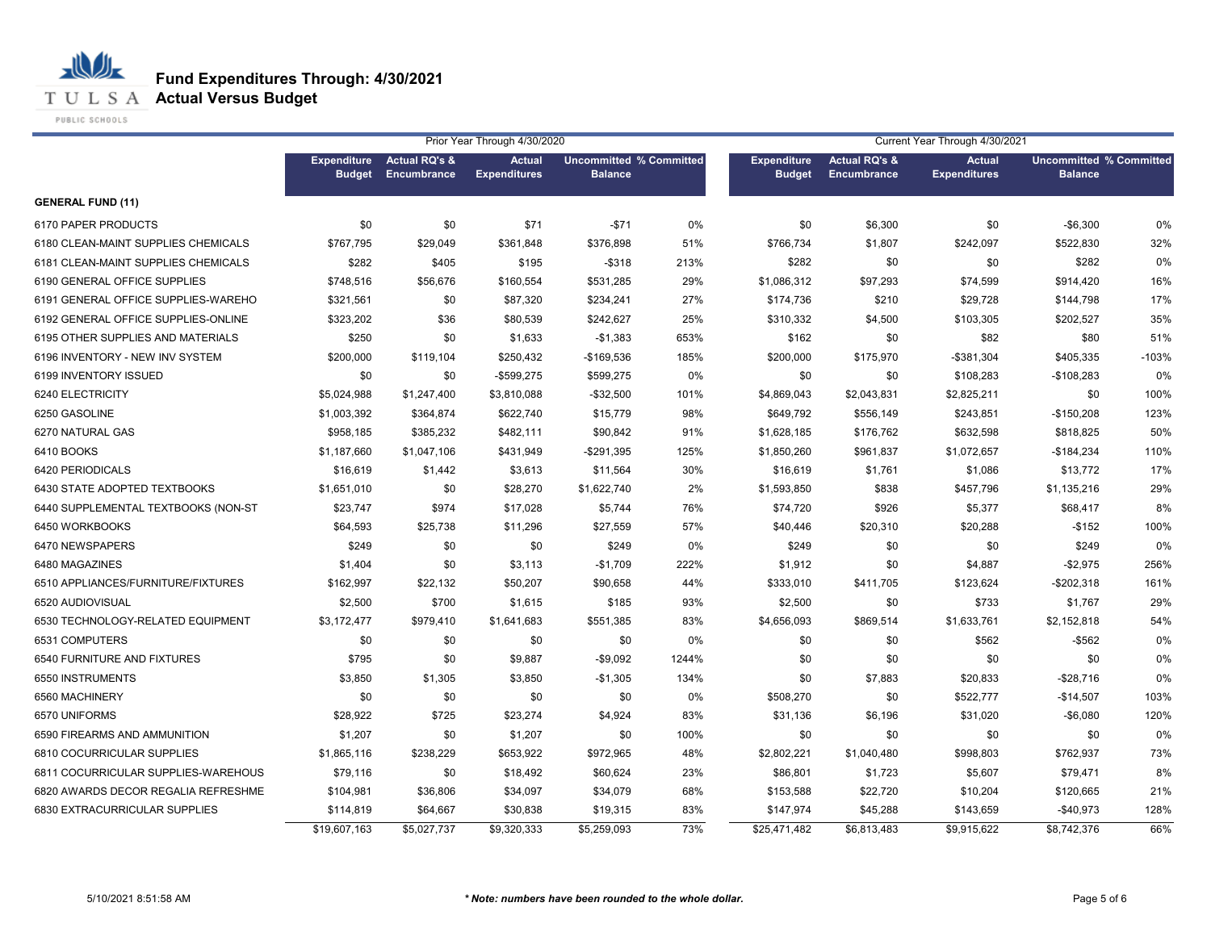# Fund Expenditures Through: 4/30/2021
## Actual Versus Budget

| | Prior Year Through 4/30/2020 | | | | | Current Year Through 4/30/2021 | | | | |
|---|---|---|---|---|---|---|---|---|---|---|
| | Expenditure Budget | Actual RQ's & Encumbrance | Actual Expenditures | Uncommitted Balance | % Committed | Expenditure Budget | Actual RQ's & Encumbrance | Actual Expenditures | Uncommitted Balance | % Committed |
| **GENERAL FUND (11)** | | | | | | | | | | |
| 6170 PAPER PRODUCTS | $0 | $0 | $71 | -$71 | 0% | $0 | $6,300 | $0 | -$6,300 | 0% |
| 6180 CLEAN-MAINT SUPPLIES CHEMICALS | $767,795 | $29,049 | $361,848 | $376,898 | 51% | $766,734 | $1,807 | $242,097 | $522,830 | 32% |
| 6181 CLEAN-MAINT SUPPLIES CHEMICALS | $282 | $405 | $195 | -$318 | 213% | $282 | $0 | $0 | $282 | 0% |
| 6190 GENERAL OFFICE SUPPLIES | $748,516 | $56,676 | $160,554 | $531,285 | 29% | $1,086,312 | $97,293 | $74,599 | $914,420 | 16% |
| 6191 GENERAL OFFICE SUPPLIES-WAREHO | $321,561 | $0 | $87,320 | $234,241 | 27% | $174,736 | $210 | $29,728 | $144,798 | 17% |
| 6192 GENERAL OFFICE SUPPLIES-ONLINE | $323,202 | $36 | $80,539 | $242,627 | 25% | $310,332 | $4,500 | $103,305 | $202,527 | 35% |
| 6195 OTHER SUPPLIES AND MATERIALS | $250 | $0 | $1,633 | -$1,383 | 653% | $162 | $0 | $82 | $80 | 51% |
| 6196 INVENTORY - NEW INV SYSTEM | $200,000 | $119,104 | $250,432 | -$169,536 | 185% | $200,000 | $175,970 | -$381,304 | $405,335 | -103% |
| 6199 INVENTORY ISSUED | $0 | $0 | -$599,275 | $599,275 | 0% | $0 | $0 | $108,283 | -$108,283 | 0% |
| 6240 ELECTRICITY | $5,024,988 | $1,247,400 | $3,810,088 | -$32,500 | 101% | $4,869,043 | $2,043,831 | $2,825,211 | $0 | 100% |
| 6250 GASOLINE | $1,003,392 | $364,874 | $622,740 | $15,779 | 98% | $649,792 | $556,149 | $243,851 | -$150,208 | 123% |
| 6270 NATURAL GAS | $958,185 | $385,232 | $482,111 | $90,842 | 91% | $1,628,185 | $176,762 | $632,598 | $818,825 | 50% |
| 6410 BOOKS | $1,187,660 | $1,047,106 | $431,949 | -$291,395 | 125% | $1,850,260 | $961,837 | $1,072,657 | -$184,234 | 110% |
| 6420 PERIODICALS | $16,619 | $1,442 | $3,613 | $11,564 | 30% | $16,619 | $1,761 | $1,086 | $13,772 | 17% |
| 6430 STATE ADOPTED TEXTBOOKS | $1,651,010 | $0 | $28,270 | $1,622,740 | 2% | $1,593,850 | $838 | $457,796 | $1,135,216 | 29% |
| 6440 SUPPLEMENTAL TEXTBOOKS (NON-ST | $23,747 | $974 | $17,028 | $5,744 | 76% | $74,720 | $926 | $5,377 | $68,417 | 8% |
| 6450 WORKBOOKS | $64,593 | $25,738 | $11,296 | $27,559 | 57% | $40,446 | $20,310 | $20,288 | -$152 | 100% |
| 6470 NEWSPAPERS | $249 | $0 | $0 | $249 | 0% | $249 | $0 | $0 | $249 | 0% |
| 6480 MAGAZINES | $1,404 | $0 | $3,113 | -$1,709 | 222% | $1,912 | $0 | $4,887 | -$2,975 | 256% |
| 6510 APPLIANCES/FURNITURE/FIXTURES | $162,997 | $22,132 | $50,207 | $90,658 | 44% | $333,010 | $411,705 | $123,624 | -$202,318 | 161% |
| 6520 AUDIOVISUAL | $2,500 | $700 | $1,615 | $185 | 93% | $2,500 | $0 | $733 | $1,767 | 29% |
| 6530 TECHNOLOGY-RELATED EQUIPMENT | $3,172,477 | $979,410 | $1,641,683 | $551,385 | 83% | $4,656,093 | $869,514 | $1,633,761 | $2,152,818 | 54% |
| 6531 COMPUTERS | $0 | $0 | $0 | $0 | 0% | $0 | $0 | $562 | -$562 | 0% |
| 6540 FURNITURE AND FIXTURES | $795 | $0 | $9,887 | -$9,092 | 1244% | $0 | $0 | $0 | $0 | 0% |
| 6550 INSTRUMENTS | $3,850 | $1,305 | $3,850 | -$1,305 | 134% | $0 | $7,883 | $20,833 | -$28,716 | 0% |
| 6560 MACHINERY | $0 | $0 | $0 | $0 | 0% | $508,270 | $0 | $522,777 | -$14,507 | 103% |
| 6570 UNIFORMS | $28,922 | $725 | $23,274 | $4,924 | 83% | $31,136 | $6,196 | $31,020 | -$6,080 | 120% |
| 6590 FIREARMS AND AMMUNITION | $1,207 | $0 | $1,207 | $0 | 100% | $0 | $0 | $0 | $0 | 0% |
| 6810 COCURRICULAR SUPPLIES | $1,865,116 | $238,229 | $653,922 | $972,965 | 48% | $2,802,221 | $1,040,480 | $998,803 | $762,937 | 73% |
| 6811 COCURRICULAR SUPPLIES-WAREHOUS | $79,116 | $0 | $18,492 | $60,624 | 23% | $86,801 | $1,723 | $5,607 | $79,471 | 8% |
| 6820 AWARDS DECOR REGALIA REFRESHME | $104,981 | $36,806 | $34,097 | $34,079 | 68% | $153,588 | $22,720 | $10,204 | $120,665 | 21% |
| 6830 EXTRACURRICULAR SUPPLIES | $114,819 | $64,667 | $30,838 | $19,315 | 83% | $147,974 | $45,288 | $143,659 | -$40,973 | 128% |
| | $19,607,163 | $5,027,737 | $9,320,333 | $5,259,093 | 73% | $25,471,482 | $6,813,483 | $9,915,622 | $8,742,376 | 66% |

5/10/2021 8:51:58 AM

*\* Note: numbers have been rounded to the whole dollar.*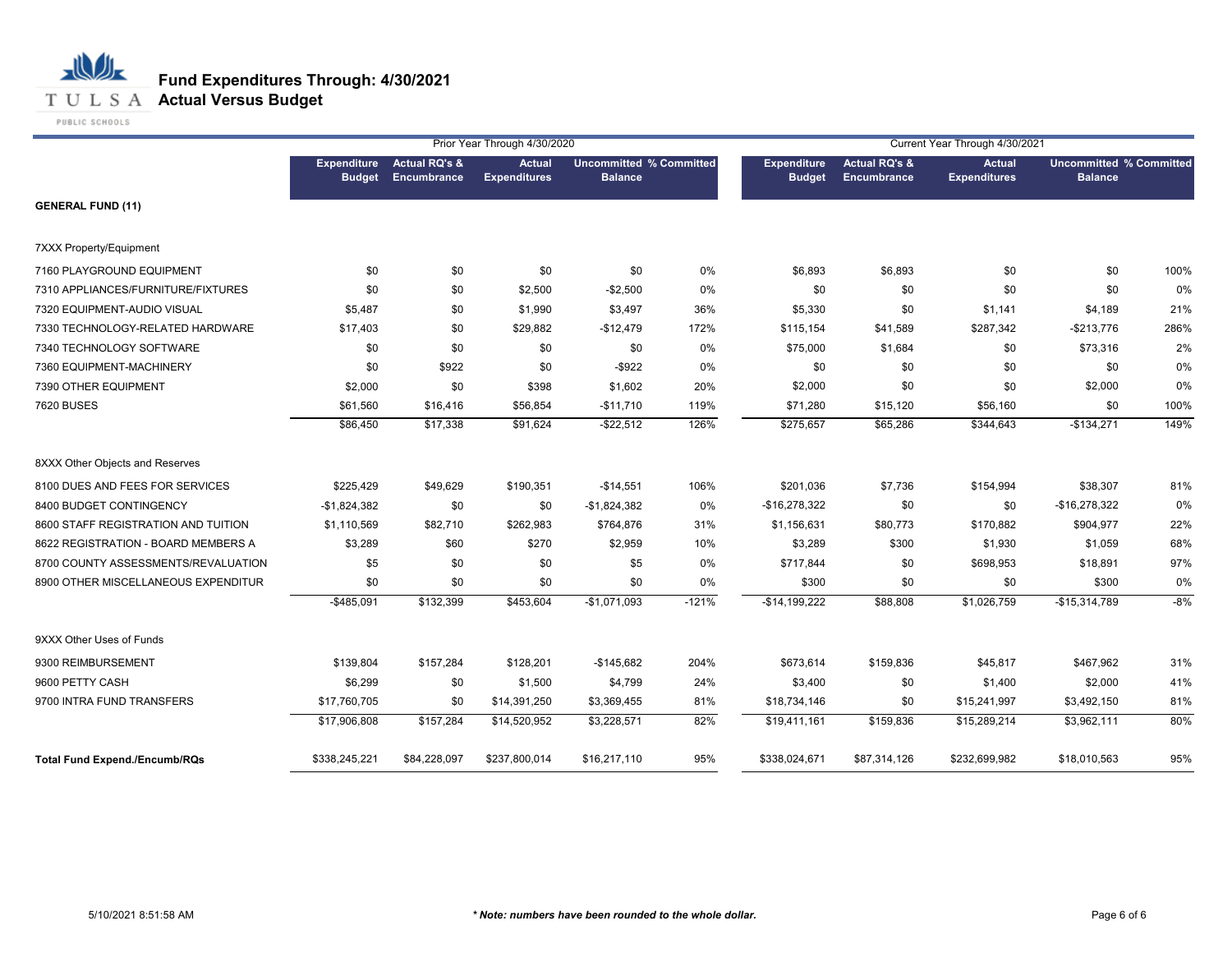# Fund Expenditures Through: 4/30/2021

## Actual Versus Budget

| | Prior Year Through 4/30/2020 | | | | | Current Year Through 4/30/2021 | | | | |
|---|---|---|---|---|---|---|---|---|---|---|
| | Expenditure Budget | Actual RQ's & Encumbrance | Actual Expenditures | Uncommitted Balance | % Committed | Expenditure Budget | Actual RQ's & Encumbrance | Actual Expenditures | Uncommitted Balance | % Committed |
| **GENERAL FUND (11)** | | | | | | | | | | |
| 7XXX Property/Equipment | | | | | | | | | | |
| 7160 PLAYGROUND EQUIPMENT | $0 | $0 | $0 | $0 | 0% | $6,893 | $6,893 | $0 | $0 | 100% |
| 7310 APPLIANCES/FURNITURE/FIXTURES | $0 | $0 | $2,500 | -$2,500 | 0% | $0 | $0 | $0 | $0 | 0% |
| 7320 EQUIPMENT-AUDIO VISUAL | $5,487 | $0 | $1,990 | $3,497 | 36% | $5,330 | $0 | $1,141 | $4,189 | 21% |
| 7330 TECHNOLOGY-RELATED HARDWARE | $17,403 | $0 | $29,882 | -$12,479 | 172% | $115,154 | $41,589 | $287,342 | -$213,776 | 286% |
| 7340 TECHNOLOGY SOFTWARE | $0 | $0 | $0 | $0 | 0% | $75,000 | $1,684 | $0 | $73,316 | 2% |
| 7360 EQUIPMENT-MACHINERY | $0 | $922 | $0 | -$922 | 0% | $0 | $0 | $0 | $0 | 0% |
| 7390 OTHER EQUIPMENT | $2,000 | $0 | $398 | $1,602 | 20% | $2,000 | $0 | $0 | $2,000 | 0% |
| 7620 BUSES | $61,560 | $16,416 | $56,854 | -$11,710 | 119% | $71,280 | $15,120 | $56,160 | $0 | 100% |
| | $86,450 | $17,338 | $91,624 | -$22,512 | 126% | $275,657 | $65,286 | $344,643 | -$134,271 | 149% |
| 8XXX Other Objects and Reserves | | | | | | | | | | |
| 8100 DUES AND FEES FOR SERVICES | $225,429 | $49,629 | $190,351 | -$14,551 | 106% | $201,036 | $7,736 | $154,994 | $38,307 | 81% |
| 8400 BUDGET CONTINGENCY | -$1,824,382 | $0 | $0 | -$1,824,382 | 0% | -$16,278,322 | $0 | $0 | -$16,278,322 | 0% |
| 8600 STAFF REGISTRATION AND TUITION | $1,110,569 | $82,710 | $262,983 | $764,876 | 31% | $1,156,631 | $80,773 | $170,882 | $904,977 | 22% |
| 8622 REGISTRATION - BOARD MEMBERS A | $3,289 | $60 | $270 | $2,959 | 10% | $3,289 | $300 | $1,930 | $1,059 | 68% |
| 8700 COUNTY ASSESSMENTS/REVALUATION | $5 | $0 | $0 | $5 | 0% | $717,844 | $0 | $698,953 | $18,891 | 97% |
| 8900 OTHER MISCELLANEOUS EXPENDITUR | $0 | $0 | $0 | $0 | 0% | $300 | $0 | $0 | $300 | 0% |
| | -$485,091 | $132,399 | $453,604 | -$1,071,093 | -121% | -$14,199,222 | $88,808 | $1,026,759 | -$15,314,789 | -8% |
| 9XXX Other Uses of Funds | | | | | | | | | | |
| 9300 REIMBURSEMENT | $139,804 | $157,284 | $128,201 | -$145,682 | 204% | $673,614 | $159,836 | $45,817 | $467,962 | 31% |
| 9600 PETTY CASH | $6,299 | $0 | $1,500 | $4,799 | 24% | $3,400 | $0 | $1,400 | $2,000 | 41% |
| 9700 INTRA FUND TRANSFERS | $17,760,705 | $0 | $14,391,250 | $3,369,455 | 81% | $18,734,146 | $0 | $15,241,997 | $3,492,150 | 81% |
| | $17,906,808 | $157,284 | $14,520,952 | $3,228,571 | 82% | $19,411,161 | $159,836 | $15,289,214 | $3,962,111 | 80% |
| **Total Fund Expend./Encumb/RQs** | $338,245,221 | $84,228,097 | $237,800,014 | $16,217,110 | 95% | $338,024,671 | $87,314,126 | $232,699,982 | $18,010,563 | 95% |

5/10/2021 8:51:58 AM

***\* Note: numbers have been rounded to the whole dollar.***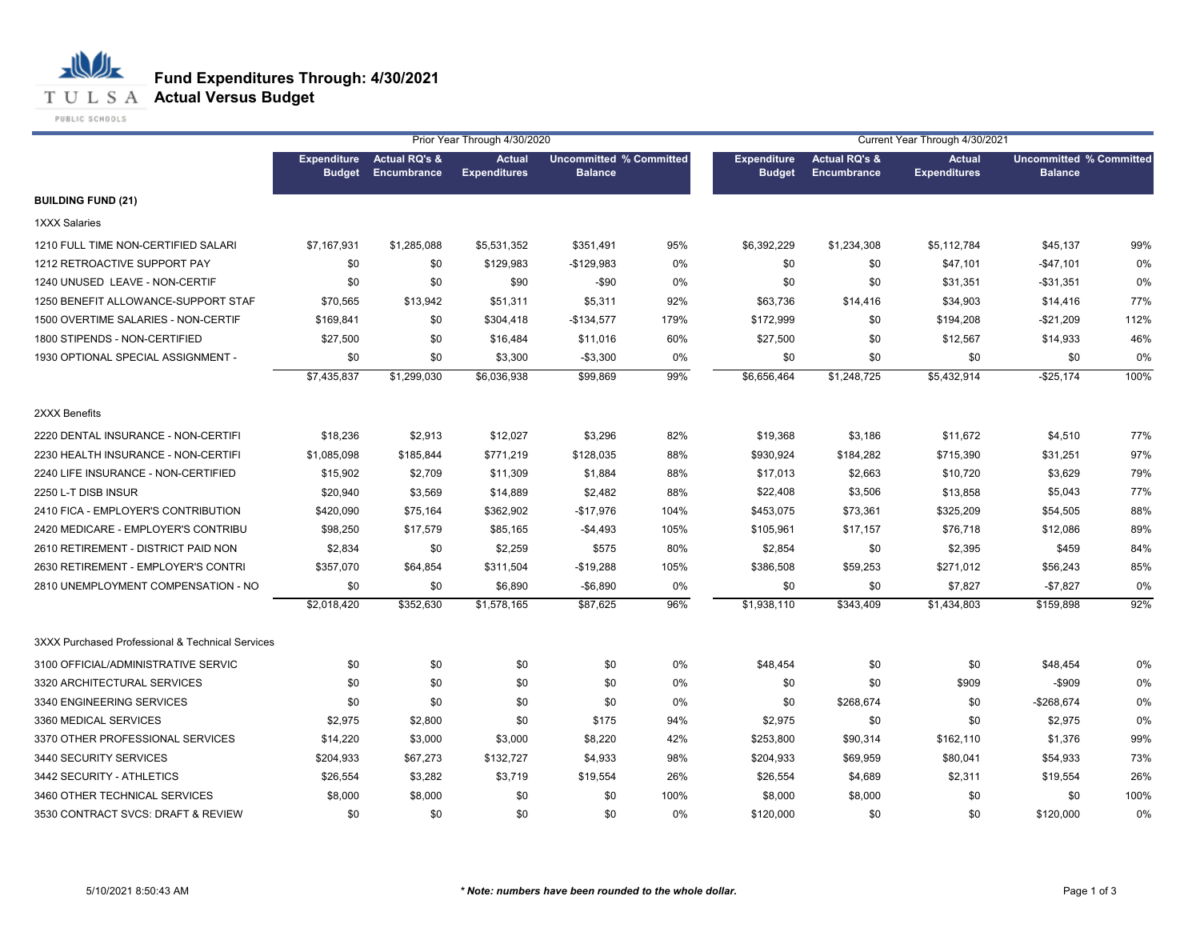# Fund Expenditures Through: 4/30/2021
## Actual Versus Budget

| | Prior Year Through 4/30/2020 | | | | | Current Year Through 4/30/2021 | | | | |
|---|---|---|---|---|---|---|---|---|---|---|
| | Expenditure Budget | Actual RQ's & Encumbrance | Actual Expenditures | Uncommitted Balance | % Committed | Expenditure Budget | Actual RQ's & Encumbrance | Actual Expenditures | Uncommitted Balance | % Committed |
| **BUILDING FUND (21)** | | | | | | | | | | |
| 1XXX Salaries | | | | | | | | | | |
| 1210 FULL TIME NON-CERTIFIED SALARI | $7,167,931 | $1,285,088 | $5,531,352 | $351,491 | 95% | $6,392,229 | $1,234,308 | $5,112,784 | $45,137 | 99% |
| 1212 RETROACTIVE SUPPORT PAY | $0 | $0 | $129,983 | -$129,983 | 0% | $0 | $0 | $47,101 | -$47,101 | 0% |
| 1240 UNUSED LEAVE - NON-CERTIF | $0 | $0 | $90 | -$90 | 0% | $0 | $0 | $31,351 | -$31,351 | 0% |
| 1250 BENEFIT ALLOWANCE-SUPPORT STAF | $70,565 | $13,942 | $51,311 | $5,311 | 92% | $63,736 | $14,416 | $34,903 | $14,416 | 77% |
| 1500 OVERTIME SALARIES - NON-CERTIF | $169,841 | $0 | $304,418 | -$134,577 | 179% | $172,999 | $0 | $194,208 | -$21,209 | 112% |
| 1800 STIPENDS - NON-CERTIFIED | $27,500 | $0 | $16,484 | $11,016 | 60% | $27,500 | $0 | $12,567 | $14,933 | 46% |
| 1930 OPTIONAL SPECIAL ASSIGNMENT - | $0 | $0 | $3,300 | -$3,300 | 0% | $0 | $0 | $0 | $0 | 0% |
| | $7,435,837 | $1,299,030 | $6,036,938 | $99,869 | 99% | $6,656,464 | $1,248,725 | $5,432,914 | -$25,174 | 100% |
| 2XXX Benefits | | | | | | | | | | |
| 2220 DENTAL INSURANCE - NON-CERTIFI | $18,236 | $2,913 | $12,027 | $3,296 | 82% | $19,368 | $3,186 | $11,672 | $4,510 | 77% |
| 2230 HEALTH INSURANCE - NON-CERTIFI | $1,085,098 | $185,844 | $771,219 | $128,035 | 88% | $930,924 | $184,282 | $715,390 | $31,251 | 97% |
| 2240 LIFE INSURANCE - NON-CERTIFIED | $15,902 | $2,709 | $11,309 | $1,884 | 88% | $17,013 | $2,663 | $10,720 | $3,629 | 79% |
| 2250 L-T DISB INSUR | $20,940 | $3,569 | $14,889 | $2,482 | 88% | $22,408 | $3,506 | $13,858 | $5,043 | 77% |
| 2410 FICA - EMPLOYER'S CONTRIBUTION | $420,090 | $75,164 | $362,902 | -$17,976 | 104% | $453,075 | $73,361 | $325,209 | $54,505 | 88% |
| 2420 MEDICARE - EMPLOYER'S CONTRIBU | $98,250 | $17,579 | $85,165 | -$4,493 | 105% | $105,961 | $17,157 | $76,718 | $12,086 | 89% |
| 2610 RETIREMENT - DISTRICT PAID NON | $2,834 | $0 | $2,259 | $575 | 80% | $2,854 | $0 | $2,395 | $459 | 84% |
| 2630 RETIREMENT - EMPLOYER'S CONTRI | $357,070 | $64,854 | $311,504 | -$19,288 | 105% | $386,508 | $59,253 | $271,012 | $56,243 | 85% |
| 2810 UNEMPLOYMENT COMPENSATION - NO | $0 | $0 | $6,890 | -$6,890 | 0% | $0 | $0 | $7,827 | -$7,827 | 0% |
| | $2,018,420 | $352,630 | $1,578,165 | $87,625 | 96% | $1,938,110 | $343,409 | $1,434,803 | $159,898 | 92% |
| 3XXX Purchased Professional & Technical Services | | | | | | | | | | |
| 3100 OFFICIAL/ADMINISTRATIVE SERVIC | $0 | $0 | $0 | $0 | 0% | $48,454 | $0 | $0 | $48,454 | 0% |
| 3320 ARCHITECTURAL SERVICES | $0 | $0 | $0 | $0 | 0% | $0 | $0 | $909 | -$909 | 0% |
| 3340 ENGINEERING SERVICES | $0 | $0 | $0 | $0 | 0% | $0 | $268,674 | $0 | -$268,674 | 0% |
| 3360 MEDICAL SERVICES | $2,975 | $2,800 | $0 | $175 | 94% | $2,975 | $0 | $0 | $2,975 | 0% |
| 3370 OTHER PROFESSIONAL SERVICES | $14,220 | $3,000 | $3,000 | $8,220 | 42% | $253,800 | $90,314 | $162,110 | $1,376 | 99% |
| 3440 SECURITY SERVICES | $204,933 | $67,273 | $132,727 | $4,933 | 98% | $204,933 | $69,959 | $80,041 | $54,933 | 73% |
| 3442 SECURITY - ATHLETICS | $26,554 | $3,282 | $3,719 | $19,554 | 26% | $26,554 | $4,689 | $2,311 | $19,554 | 26% |
| 3460 OTHER TECHNICAL SERVICES | $8,000 | $8,000 | $0 | $0 | 100% | $8,000 | $8,000 | $0 | $0 | 100% |
| 3530 CONTRACT SVCS: DRAFT & REVIEW | $0 | $0 | $0 | $0 | 0% | $120,000 | $0 | $0 | $120,000 | 0% |

5/10/2021 8:50:43 AM

*** Note: numbers have been rounded to the whole dollar.***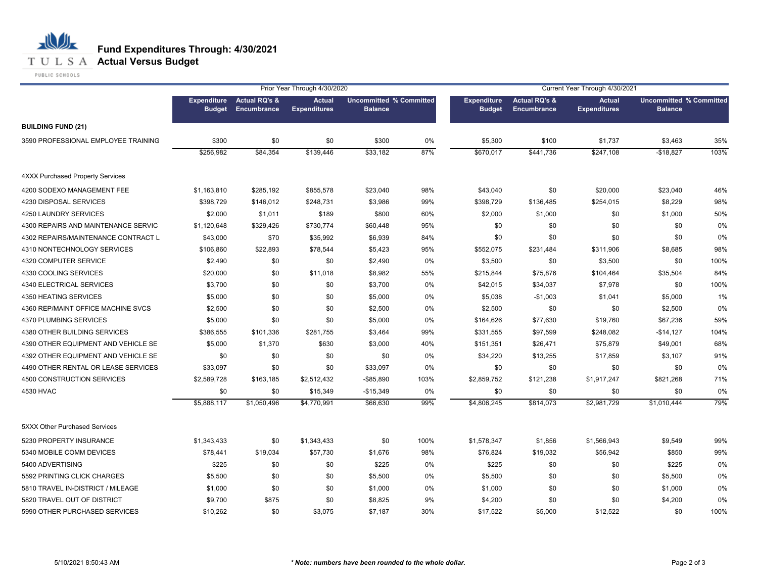# Fund Expenditures Through: 4/30/2021
## Actual Versus Budget

| | Prior Year Through 4/30/2020 | | | | | Current Year Through 4/30/2021 | | | | |
|---|---|---|---|---|---|---|---|---|---|---|
| | Expenditure Budget | Actual RQ's & Encumbrance | Actual Expenditures | Uncommitted Balance | % Committed | Expenditure Budget | Actual RQ's & Encumbrance | Actual Expenditures | Uncommitted Balance | % Committed |
| **BUILDING FUND (21)** | | | | | | | | | | |
| 3590 PROFESSIONAL EMPLOYEE TRAINING | $300 | $0 | $0 | $300 | 0% | $5,300 | $100 | $1,737 | $3,463 | 35% |
| | $256,982 | $84,354 | $139,446 | $33,182 | 87% | $670,017 | $441,736 | $247,108 | -$18,827 | 103% |
| 4XXX Purchased Property Services | | | | | | | | | | |
| 4200 SODEXO MANAGEMENT FEE | $1,163,810 | $285,192 | $855,578 | $23,040 | 98% | $43,040 | $0 | $20,000 | $23,040 | 46% |
| 4230 DISPOSAL SERVICES | $398,729 | $146,012 | $248,731 | $3,986 | 99% | $398,729 | $136,485 | $254,015 | $8,229 | 98% |
| 4250 LAUNDRY SERVICES | $2,000 | $1,011 | $189 | $800 | 60% | $2,000 | $1,000 | $0 | $1,000 | 50% |
| 4300 REPAIRS AND MAINTENANCE SERVIC | $1,120,648 | $329,426 | $730,774 | $60,448 | 95% | $0 | $0 | $0 | $0 | 0% |
| 4302 REPAIRS/MAINTENANCE CONTRACT L | $43,000 | $70 | $35,992 | $6,939 | 84% | $0 | $0 | $0 | $0 | 0% |
| 4310 NONTECHNOLOGY SERVICES | $106,860 | $22,893 | $78,544 | $5,423 | 95% | $552,075 | $231,484 | $311,906 | $8,685 | 98% |
| 4320 COMPUTER SERVICE | $2,490 | $0 | $0 | $2,490 | 0% | $3,500 | $0 | $3,500 | $0 | 100% |
| 4330 COOLING SERVICES | $20,000 | $0 | $11,018 | $8,982 | 55% | $215,844 | $75,876 | $104,464 | $35,504 | 84% |
| 4340 ELECTRICAL SERVICES | $3,700 | $0 | $0 | $3,700 | 0% | $42,015 | $34,037 | $7,978 | $0 | 100% |
| 4350 HEATING SERVICES | $5,000 | $0 | $0 | $5,000 | 0% | $5,038 | -$1,003 | $1,041 | $5,000 | 1% |
| 4360 REP/MAINT OFFICE MACHINE SVCS | $2,500 | $0 | $0 | $2,500 | 0% | $2,500 | $0 | $0 | $2,500 | 0% |
| 4370 PLUMBING SERVICES | $5,000 | $0 | $0 | $5,000 | 0% | $164,626 | $77,630 | $19,760 | $67,236 | 59% |
| 4380 OTHER BUILDING SERVICES | $386,555 | $101,336 | $281,755 | $3,464 | 99% | $331,555 | $97,599 | $248,082 | -$14,127 | 104% |
| 4390 OTHER EQUIPMENT AND VEHICLE SE | $5,000 | $1,370 | $630 | $3,000 | 40% | $151,351 | $26,471 | $75,879 | $49,001 | 68% |
| 4392 OTHER EQUIPMENT AND VEHICLE SE | $0 | $0 | $0 | $0 | 0% | $34,220 | $13,255 | $17,859 | $3,107 | 91% |
| 4490 OTHER RENTAL OR LEASE SERVICES | $33,097 | $0 | $0 | $33,097 | 0% | $0 | $0 | $0 | $0 | 0% |
| 4500 CONSTRUCTION SERVICES | $2,589,728 | $163,185 | $2,512,432 | -$85,890 | 103% | $2,859,752 | $121,238 | $1,917,247 | $821,268 | 71% |
| 4530 HVAC | $0 | $0 | $15,349 | -$15,349 | 0% | $0 | $0 | $0 | $0 | 0% |
| | $5,888,117 | $1,050,496 | $4,770,991 | $66,630 | 99% | $4,806,245 | $814,073 | $2,981,729 | $1,010,444 | 79% |
| 5XXX Other Purchased Services | | | | | | | | | | |
| 5230 PROPERTY INSURANCE | $1,343,433 | $0 | $1,343,433 | $0 | 100% | $1,578,347 | $1,856 | $1,566,943 | $9,549 | 99% |
| 5340 MOBILE COMM DEVICES | $78,441 | $19,034 | $57,730 | $1,676 | 98% | $76,824 | $19,032 | $56,942 | $850 | 99% |
| 5400 ADVERTISING | $225 | $0 | $0 | $225 | 0% | $225 | $0 | $0 | $225 | 0% |
| 5592 PRINTING CLICK CHARGES | $5,500 | $0 | $0 | $5,500 | 0% | $5,500 | $0 | $0 | $5,500 | 0% |
| 5810 TRAVEL IN-DISTRICT / MILEAGE | $1,000 | $0 | $0 | $1,000 | 0% | $1,000 | $0 | $0 | $1,000 | 0% |
| 5820 TRAVEL OUT OF DISTRICT | $9,700 | $875 | $0 | $8,825 | 9% | $4,200 | $0 | $0 | $4,200 | 0% |
| 5990 OTHER PURCHASED SERVICES | $10,262 | $0 | $3,075 | $7,187 | 30% | $17,522 | $5,000 | $12,522 | $0 | 100% |

5/10/2021 8:50:43 AM

*** Note: numbers have been rounded to the whole dollar.***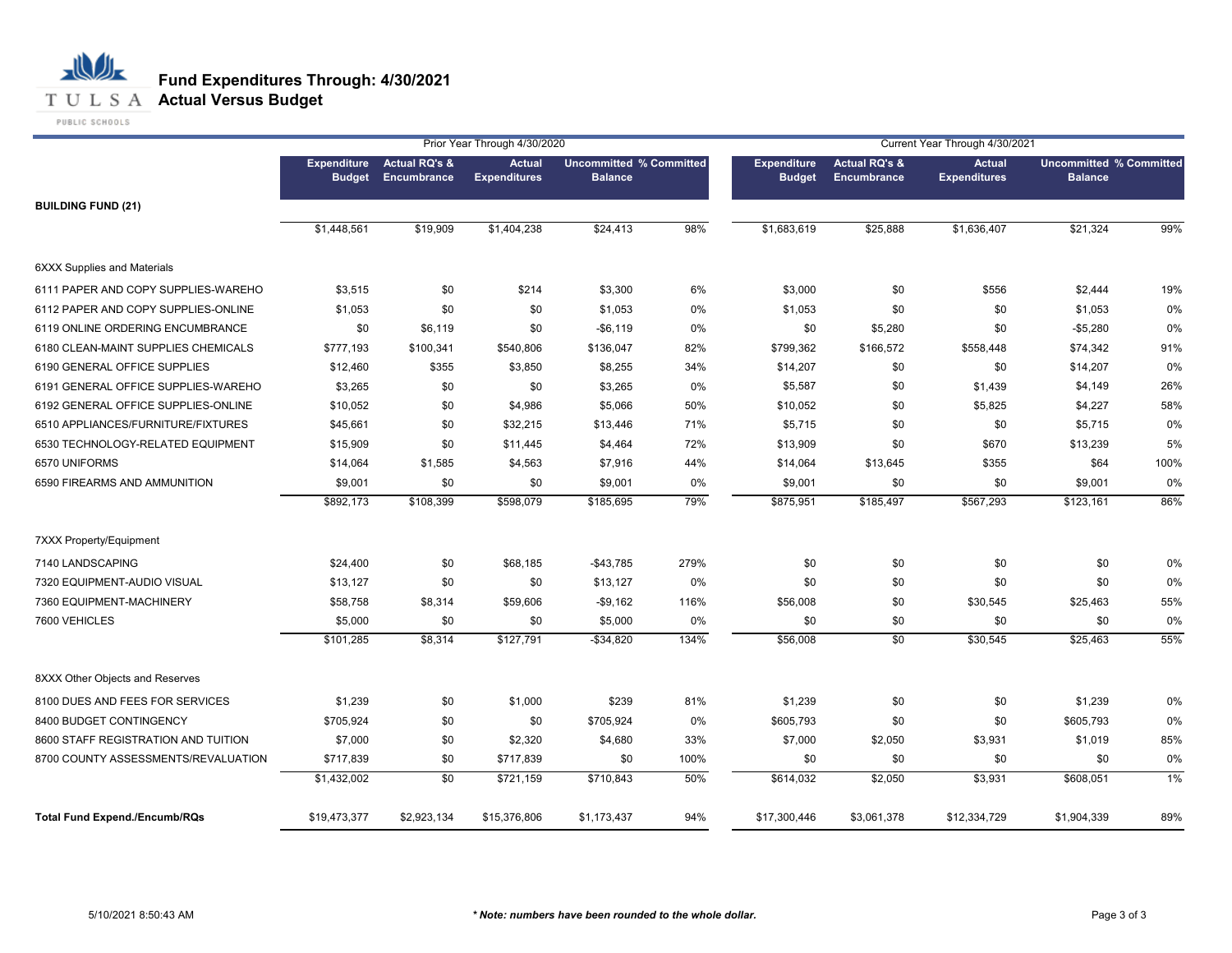# Fund Expenditures Through: 4/30/2021
## Actual Versus Budget

| | Prior Year Through 4/30/2020 | | | | | Current Year Through 4/30/2021 | | | | |
|---|---|---|---|---|---|---|---|---|---|---|
| | Expenditure Budget | Actual RQ's & Encumbrance | Actual Expenditures | Uncommitted Balance | % Committed | Expenditure Budget | Actual RQ's & Encumbrance | Actual Expenditures | Uncommitted Balance | % Committed |
| **BUILDING FUND (21)** | | | | | | | | | | |
| | $1,448,561 | $19,909 | $1,404,238 | $24,413 | 98% | $1,683,619 | $25,888 | $1,636,407 | $21,324 | 99% |
| 6XXX Supplies and Materials | | | | | | | | | | |
| 6111 PAPER AND COPY SUPPLIES-WAREHO | $3,515 | $0 | $214 | $3,300 | 6% | $3,000 | $0 | $556 | $2,444 | 19% |
| 6112 PAPER AND COPY SUPPLIES-ONLINE | $1,053 | $0 | $0 | $1,053 | 0% | $1,053 | $0 | $0 | $1,053 | 0% |
| 6119 ONLINE ORDERING ENCUMBRANCE | $0 | $6,119 | $0 | -$6,119 | 0% | $0 | $5,280 | $0 | -$5,280 | 0% |
| 6180 CLEAN-MAINT SUPPLIES CHEMICALS | $777,193 | $100,341 | $540,806 | $136,047 | 82% | $799,362 | $166,572 | $558,448 | $74,342 | 91% |
| 6190 GENERAL OFFICE SUPPLIES | $12,460 | $355 | $3,850 | $8,255 | 34% | $14,207 | $0 | $0 | $14,207 | 0% |
| 6191 GENERAL OFFICE SUPPLIES-WAREHO | $3,265 | $0 | $0 | $3,265 | 0% | $5,587 | $0 | $1,439 | $4,149 | 26% |
| 6192 GENERAL OFFICE SUPPLIES-ONLINE | $10,052 | $0 | $4,986 | $5,066 | 50% | $10,052 | $0 | $5,825 | $4,227 | 58% |
| 6510 APPLIANCES/FURNITURE/FIXTURES | $45,661 | $0 | $32,215 | $13,446 | 71% | $5,715 | $0 | $0 | $5,715 | 0% |
| 6530 TECHNOLOGY-RELATED EQUIPMENT | $15,909 | $0 | $11,445 | $4,464 | 72% | $13,909 | $0 | $670 | $13,239 | 5% |
| 6570 UNIFORMS | $14,064 | $1,585 | $4,563 | $7,916 | 44% | $14,064 | $13,645 | $355 | $64 | 100% |
| 6590 FIREARMS AND AMMUNITION | $9,001 | $0 | $0 | $9,001 | 0% | $9,001 | $0 | $0 | $9,001 | 0% |
| | $892,173 | $108,399 | $598,079 | $185,695 | 79% | $875,951 | $185,497 | $567,293 | $123,161 | 86% |
| 7XXX Property/Equipment | | | | | | | | | | |
| 7140 LANDSCAPING | $24,400 | $0 | $68,185 | -$43,785 | 279% | $0 | $0 | $0 | $0 | 0% |
| 7320 EQUIPMENT-AUDIO VISUAL | $13,127 | $0 | $0 | $13,127 | 0% | $0 | $0 | $0 | $0 | 0% |
| 7360 EQUIPMENT-MACHINERY | $58,758 | $8,314 | $59,606 | -$9,162 | 116% | $56,008 | $0 | $30,545 | $25,463 | 55% |
| 7600 VEHICLES | $5,000 | $0 | $0 | $5,000 | 0% | $0 | $0 | $0 | $0 | 0% |
| | $101,285 | $8,314 | $127,791 | -$34,820 | 134% | $56,008 | $0 | $30,545 | $25,463 | 55% |
| 8XXX Other Objects and Reserves | | | | | | | | | | |
| 8100 DUES AND FEES FOR SERVICES | $1,239 | $0 | $1,000 | $239 | 81% | $1,239 | $0 | $0 | $1,239 | 0% |
| 8400 BUDGET CONTINGENCY | $705,924 | $0 | $0 | $705,924 | 0% | $605,793 | $0 | $0 | $605,793 | 0% |
| 8600 STAFF REGISTRATION AND TUITION | $7,000 | $0 | $2,320 | $4,680 | 33% | $7,000 | $2,050 | $3,931 | $1,019 | 85% |
| 8700 COUNTY ASSESSMENTS/REVALUATION | $717,839 | $0 | $717,839 | $0 | 100% | $0 | $0 | $0 | $0 | 0% |
| | $1,432,002 | $0 | $721,159 | $710,843 | 50% | $614,032 | $2,050 | $3,931 | $608,051 | 1% |
| **Total Fund Expend./Encumb/RQs** | $19,473,377 | $2,923,134 | $15,376,806 | $1,173,437 | 94% | $17,300,446 | $3,061,378 | $12,334,729 | $1,904,339 | 89% |

5/10/2021 8:50:43 AM

*** Note: numbers have been rounded to the whole dollar.***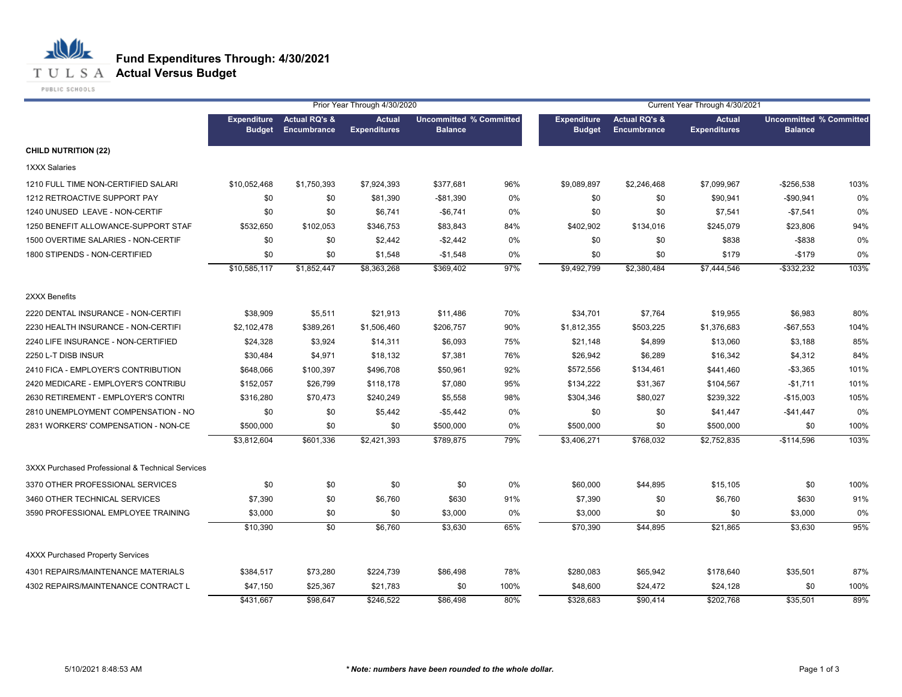# Fund Expenditures Through: 4/30/2021
## Actual Versus Budget

| | Prior Year Through 4/30/2020 | | | | | Current Year Through 4/30/2021 | | | | |
|---|---|---|---|---|---|---|---|---|---|---|
| | Expenditure Budget | Actual RQ's & Encumbrance | Actual Expenditures | Uncommitted Balance | % Committed | Expenditure Budget | Actual RQ's & Encumbrance | Actual Expenditures | Uncommitted Balance | % Committed |
| **CHILD NUTRITION (22)** | | | | | | | | | | |
| 1XXX Salaries | | | | | | | | | | |
| 1210 FULL TIME NON-CERTIFIED SALARI | $10,052,468 | $1,750,393 | $7,924,393 | $377,681 | 96% | $9,089,897 | $2,246,468 | $7,099,967 | -$256,538 | 103% |
| 1212 RETROACTIVE SUPPORT PAY | $0 | $0 | $81,390 | -$81,390 | 0% | $0 | $0 | $90,941 | -$90,941 | 0% |
| 1240 UNUSED LEAVE - NON-CERTIF | $0 | $0 | $6,741 | -$6,741 | 0% | $0 | $0 | $7,541 | -$7,541 | 0% |
| 1250 BENEFIT ALLOWANCE-SUPPORT STAF | $532,650 | $102,053 | $346,753 | $83,843 | 84% | $402,902 | $134,016 | $245,079 | $23,806 | 94% |
| 1500 OVERTIME SALARIES - NON-CERTIF | $0 | $0 | $2,442 | -$2,442 | 0% | $0 | $0 | $838 | -$838 | 0% |
| 1800 STIPENDS - NON-CERTIFIED | $0 | $0 | $1,548 | -$1,548 | 0% | $0 | $0 | $179 | -$179 | 0% |
| | $10,585,117 | $1,852,447 | $8,363,268 | $369,402 | 97% | $9,492,799 | $2,380,484 | $7,444,546 | -$332,232 | 103% |
| 2XXX Benefits | | | | | | | | | | |
| 2220 DENTAL INSURANCE - NON-CERTIFI | $38,909 | $5,511 | $21,913 | $11,486 | 70% | $34,701 | $7,764 | $19,955 | $6,983 | 80% |
| 2230 HEALTH INSURANCE - NON-CERTIFI | $2,102,478 | $389,261 | $1,506,460 | $206,757 | 90% | $1,812,355 | $503,225 | $1,376,683 | -$67,553 | 104% |
| 2240 LIFE INSURANCE - NON-CERTIFIED | $24,328 | $3,924 | $14,311 | $6,093 | 75% | $21,148 | $4,899 | $13,060 | $3,188 | 85% |
| 2250 L-T DISB INSUR | $30,484 | $4,971 | $18,132 | $7,381 | 76% | $26,942 | $6,289 | $16,342 | $4,312 | 84% |
| 2410 FICA - EMPLOYER'S CONTRIBUTION | $648,066 | $100,397 | $496,708 | $50,961 | 92% | $572,556 | $134,461 | $441,460 | -$3,365 | 101% |
| 2420 MEDICARE - EMPLOYER'S CONTRIBU | $152,057 | $26,799 | $118,178 | $7,080 | 95% | $134,222 | $31,367 | $104,567 | -$1,711 | 101% |
| 2630 RETIREMENT - EMPLOYER'S CONTRI | $316,280 | $70,473 | $240,249 | $5,558 | 98% | $304,346 | $80,027 | $239,322 | -$15,003 | 105% |
| 2810 UNEMPLOYMENT COMPENSATION - NO | $0 | $0 | $5,442 | -$5,442 | 0% | $0 | $0 | $41,447 | -$41,447 | 0% |
| 2831 WORKERS' COMPENSATION - NON-CE | $500,000 | $0 | $0 | $500,000 | 0% | $500,000 | $0 | $500,000 | $0 | 100% |
| | $3,812,604 | $601,336 | $2,421,393 | $789,875 | 79% | $3,406,271 | $768,032 | $2,752,835 | -$114,596 | 103% |
| 3XXX Purchased Professional & Technical Services | | | | | | | | | | |
| 3370 OTHER PROFESSIONAL SERVICES | $0 | $0 | $0 | $0 | 0% | $60,000 | $44,895 | $15,105 | $0 | 100% |
| 3460 OTHER TECHNICAL SERVICES | $7,390 | $0 | $6,760 | $630 | 91% | $7,390 | $0 | $6,760 | $630 | 91% |
| 3590 PROFESSIONAL EMPLOYEE TRAINING | $3,000 | $0 | $0 | $3,000 | 0% | $3,000 | $0 | $0 | $3,000 | 0% |
| | $10,390 | $0 | $6,760 | $3,630 | 65% | $70,390 | $44,895 | $21,865 | $3,630 | 95% |
| 4XXX Purchased Property Services | | | | | | | | | | |
| 4301 REPAIRS/MAINTENANCE MATERIALS | $384,517 | $73,280 | $224,739 | $86,498 | 78% | $280,083 | $65,942 | $178,640 | $35,501 | 87% |
| 4302 REPAIRS/MAINTENANCE CONTRACT L | $47,150 | $25,367 | $21,783 | $0 | 100% | $48,600 | $24,472 | $24,128 | $0 | 100% |
| | $431,667 | $98,647 | $246,522 | $86,498 | 80% | $328,683 | $90,414 | $202,768 | $35,501 | 89% |

5/10/2021 8:48:53 AM

*** Note: numbers have been rounded to the whole dollar.**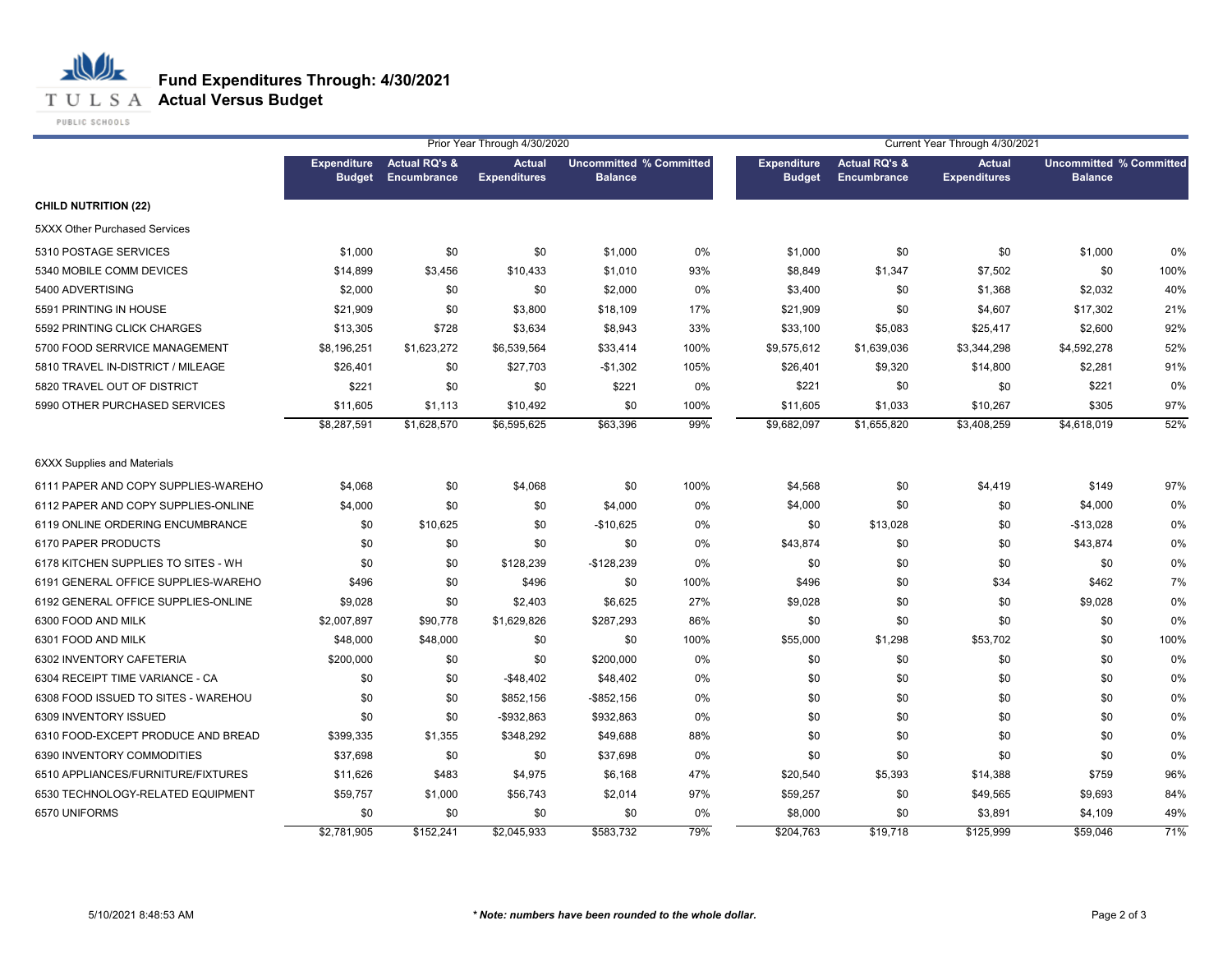# Fund Expenditures Through: 4/30/2021
## Actual Versus Budget

| | Prior Year Through 4/30/2020 | | | | | Current Year Through 4/30/2021 | | | | |
|---|---|---|---|---|---|---|---|---|---|---|
| | Expenditure Budget | Actual RQ's & Encumbrance | Actual Expenditures | Uncommitted Balance | % Committed | Expenditure Budget | Actual RQ's & Encumbrance | Actual Expenditures | Uncommitted Balance | % Committed |
| **CHILD NUTRITION (22)** | | | | | | | | | | |
| 5XXX Other Purchased Services | | | | | | | | | | |
| 5310 POSTAGE SERVICES | $1,000 | $0 | $0 | $1,000 | 0% | $1,000 | $0 | $0 | $1,000 | 0% |
| 5340 MOBILE COMM DEVICES | $14,899 | $3,456 | $10,433 | $1,010 | 93% | $8,849 | $1,347 | $7,502 | $0 | 100% |
| 5400 ADVERTISING | $2,000 | $0 | $0 | $2,000 | 0% | $3,400 | $0 | $1,368 | $2,032 | 40% |
| 5591 PRINTING IN HOUSE | $21,909 | $0 | $3,800 | $18,109 | 17% | $21,909 | $0 | $4,607 | $17,302 | 21% |
| 5592 PRINTING CLICK CHARGES | $13,305 | $728 | $3,634 | $8,943 | 33% | $33,100 | $5,083 | $25,417 | $2,600 | 92% |
| 5700 FOOD SERRVICE MANAGEMENT | $8,196,251 | $1,623,272 | $6,539,564 | $33,414 | 100% | $9,575,612 | $1,639,036 | $3,344,298 | $4,592,278 | 52% |
| 5810 TRAVEL IN-DISTRICT / MILEAGE | $26,401 | $0 | $27,703 | -$1,302 | 105% | $26,401 | $9,320 | $14,800 | $2,281 | 91% |
| 5820 TRAVEL OUT OF DISTRICT | $221 | $0 | $0 | $221 | 0% | $221 | $0 | $0 | $221 | 0% |
| 5990 OTHER PURCHASED SERVICES | $11,605 | $1,113 | $10,492 | $0 | 100% | $11,605 | $1,033 | $10,267 | $305 | 97% |
| | $8,287,591 | $1,628,570 | $6,595,625 | $63,396 | 99% | $9,682,097 | $1,655,820 | $3,408,259 | $4,618,019 | 52% |
| 6XXX Supplies and Materials | | | | | | | | | | |
| 6111 PAPER AND COPY SUPPLIES-WAREHO | $4,068 | $0 | $4,068 | $0 | 100% | $4,568 | $0 | $4,419 | $149 | 97% |
| 6112 PAPER AND COPY SUPPLIES-ONLINE | $4,000 | $0 | $0 | $4,000 | 0% | $4,000 | $0 | $0 | $4,000 | 0% |
| 6119 ONLINE ORDERING ENCUMBRANCE | $0 | $10,625 | $0 | -$10,625 | 0% | $0 | $13,028 | $0 | -$13,028 | 0% |
| 6170 PAPER PRODUCTS | $0 | $0 | $0 | $0 | 0% | $43,874 | $0 | $0 | $43,874 | 0% |
| 6178 KITCHEN SUPPLIES TO SITES - WH | $0 | $0 | $128,239 | -$128,239 | 0% | $0 | $0 | $0 | $0 | 0% |
| 6191 GENERAL OFFICE SUPPLIES-WAREHO | $496 | $0 | $496 | $0 | 100% | $496 | $0 | $34 | $462 | 7% |
| 6192 GENERAL OFFICE SUPPLIES-ONLINE | $9,028 | $0 | $2,403 | $6,625 | 27% | $9,028 | $0 | $0 | $9,028 | 0% |
| 6300 FOOD AND MILK | $2,007,897 | $90,778 | $1,629,826 | $287,293 | 86% | $0 | $0 | $0 | $0 | 0% |
| 6301 FOOD AND MILK | $48,000 | $48,000 | $0 | $0 | 100% | $55,000 | $1,298 | $53,702 | $0 | 100% |
| 6302 INVENTORY CAFETERIA | $200,000 | $0 | $0 | $200,000 | 0% | $0 | $0 | $0 | $0 | 0% |
| 6304 RECEIPT TIME VARIANCE - CA | $0 | $0 | -$48,402 | $48,402 | 0% | $0 | $0 | $0 | $0 | 0% |
| 6308 FOOD ISSUED TO SITES - WAREHOU | $0 | $0 | $852,156 | -$852,156 | 0% | $0 | $0 | $0 | $0 | 0% |
| 6309 INVENTORY ISSUED | $0 | $0 | -$932,863 | $932,863 | 0% | $0 | $0 | $0 | $0 | 0% |
| 6310 FOOD-EXCEPT PRODUCE AND BREAD | $399,335 | $1,355 | $348,292 | $49,688 | 88% | $0 | $0 | $0 | $0 | 0% |
| 6390 INVENTORY COMMODITIES | $37,698 | $0 | $0 | $37,698 | 0% | $0 | $0 | $0 | $0 | 0% |
| 6510 APPLIANCES/FURNITURE/FIXTURES | $11,626 | $483 | $4,975 | $6,168 | 47% | $20,540 | $5,393 | $14,388 | $759 | 96% |
| 6530 TECHNOLOGY-RELATED EQUIPMENT | $59,757 | $1,000 | $56,743 | $2,014 | 97% | $59,257 | $0 | $49,565 | $9,693 | 84% |
| 6570 UNIFORMS | $0 | $0 | $0 | $0 | 0% | $8,000 | $0 | $3,891 | $4,109 | 49% |
| | $2,781,905 | $152,241 | $2,045,933 | $583,732 | 79% | $204,763 | $19,718 | $125,999 | $59,046 | 71% |

5/10/2021 8:48:53 AM

*** Note: numbers have been rounded to the whole dollar.***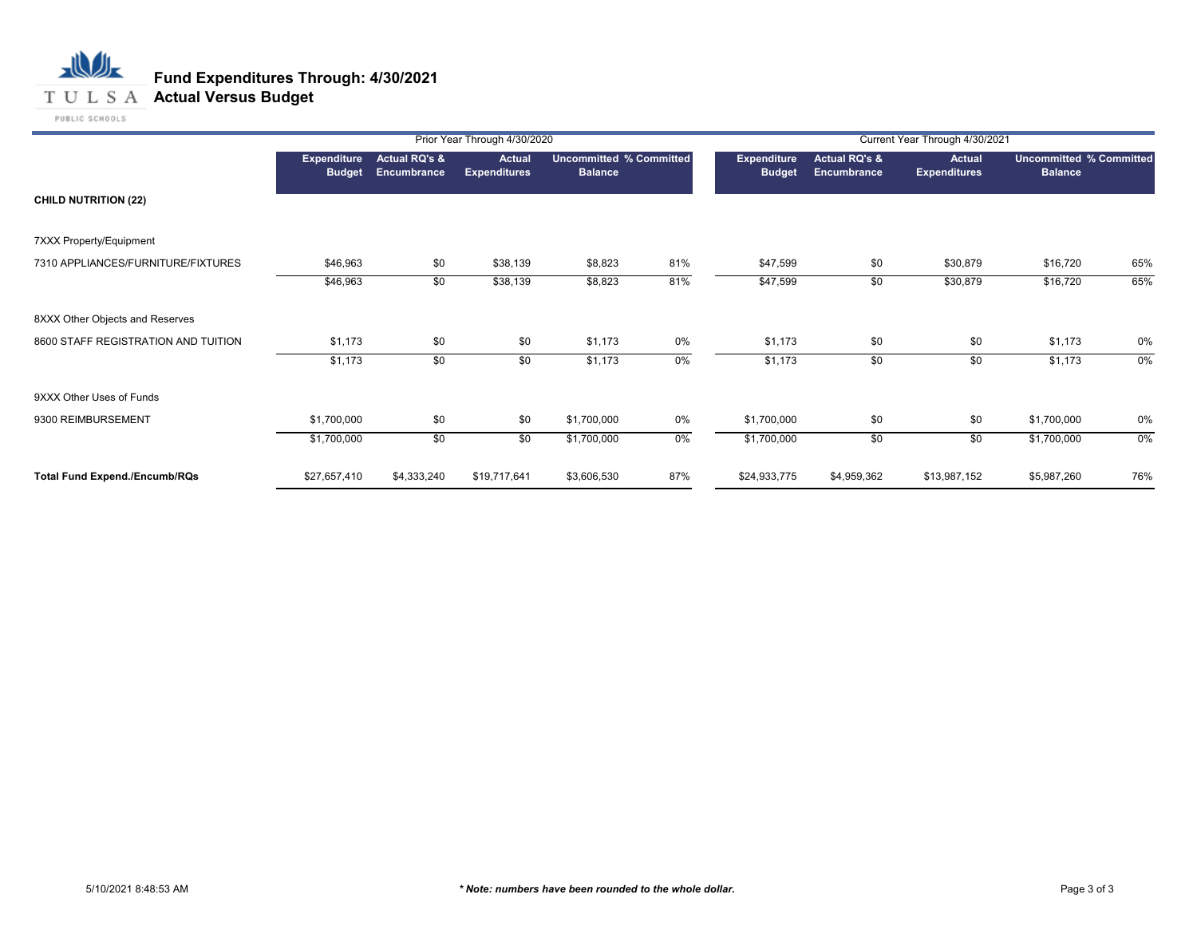# Fund Expenditures Through: 4/30/2021
## Actual Versus Budget

| | Prior Year Through 4/30/2020 | | | | | Current Year Through 4/30/2021 | | | | |
|---|---|---|---|---|---|---|---|---|---|---|
| | Expenditure Budget | Actual RQ's & Encumbrance | Actual Expenditures | Uncommitted Balance | % Committed | Expenditure Budget | Actual RQ's & Encumbrance | Actual Expenditures | Uncommitted Balance | % Committed |
| **CHILD NUTRITION (22)** | | | | | | | | | | |
| 7XXX Property/Equipment | | | | | | | | | | |
| 7310 APPLIANCES/FURNITURE/FIXTURES | $46,963 | $0 | $38,139 | $8,823 | 81% | $47,599 | $0 | $30,879 | $16,720 | 65% |
| | $46,963 | $0 | $38,139 | $8,823 | 81% | $47,599 | $0 | $30,879 | $16,720 | 65% |
| 8XXX Other Objects and Reserves | | | | | | | | | | |
| 8600 STAFF REGISTRATION AND TUITION | $1,173 | $0 | $0 | $1,173 | 0% | $1,173 | $0 | $0 | $1,173 | 0% |
| | $1,173 | $0 | $0 | $1,173 | 0% | $1,173 | $0 | $0 | $1,173 | 0% |
| 9XXX Other Uses of Funds | | | | | | | | | | |
| 9300 REIMBURSEMENT | $1,700,000 | $0 | $0 | $1,700,000 | 0% | $1,700,000 | $0 | $0 | $1,700,000 | 0% |
| | $1,700,000 | $0 | $0 | $1,700,000 | 0% | $1,700,000 | $0 | $0 | $1,700,000 | 0% |
| **Total Fund Expend./Encumb/RQs** | $27,657,410 | $4,333,240 | $19,717,641 | $3,606,530 | 87% | $24,933,775 | $4,959,362 | $13,987,152 | $5,987,260 | 76% |

5/10/2021 8:48:53 AM

*** Note: numbers have been rounded to the whole dollar.***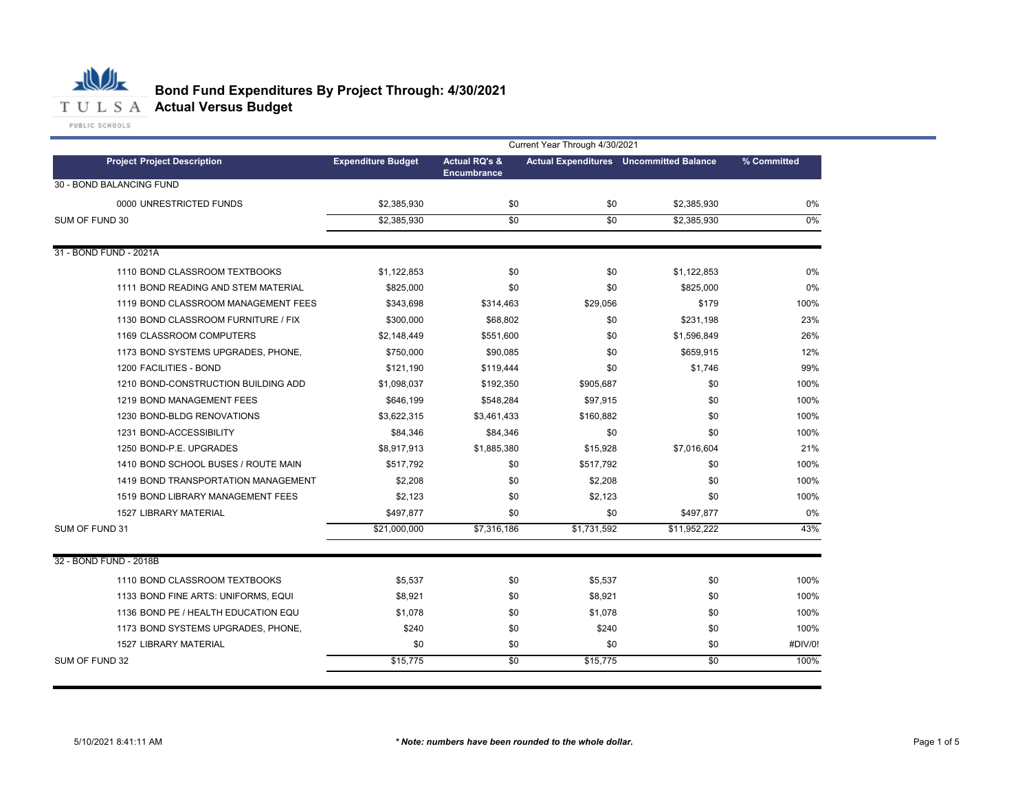# Bond Fund Expenditures By Project Through: 4/30/2021
## Actual Versus Budget

TULSA PUBLIC SCHOOLS

| Project Project Description | Expenditure Budget | Actual RQ's & Encumbrance | Actual Expenditures | Uncommitted Balance | % Committed |
|---|---|---|---|---|---|
| | Current Year Through 4/30/2021 | | | | |
| **30 - BOND BALANCING FUND** | | | | | |
| 0000 UNRESTRICTED FUNDS | $2,385,930 | $0 | $0 | $2,385,930 | 0% |
| SUM OF FUND 30 | $2,385,930 | $0 | $0 | $2,385,930 | 0% |
| **31 - BOND FUND - 2021A** | | | | | |
| 1110 BOND CLASSROOM TEXTBOOKS | $1,122,853 | $0 | $0 | $1,122,853 | 0% |
| 1111 BOND READING AND STEM MATERIAL | $825,000 | $0 | $0 | $825,000 | 0% |
| 1119 BOND CLASSROOM MANAGEMENT FEES | $343,698 | $314,463 | $29,056 | $179 | 100% |
| 1130 BOND CLASSROOM FURNITURE / FIX | $300,000 | $68,802 | $0 | $231,198 | 23% |
| 1169 CLASSROOM COMPUTERS | $2,148,449 | $551,600 | $0 | $1,596,849 | 26% |
| 1173 BOND SYSTEMS UPGRADES, PHONE, | $750,000 | $90,085 | $0 | $659,915 | 12% |
| 1200 FACILITIES - BOND | $121,190 | $119,444 | $0 | $1,746 | 99% |
| 1210 BOND-CONSTRUCTION BUILDING ADD | $1,098,037 | $192,350 | $905,687 | $0 | 100% |
| 1219 BOND MANAGEMENT FEES | $646,199 | $548,284 | $97,915 | $0 | 100% |
| 1230 BOND-BLDG RENOVATIONS | $3,622,315 | $3,461,433 | $160,882 | $0 | 100% |
| 1231 BOND-ACCESSIBILITY | $84,346 | $84,346 | $0 | $0 | 100% |
| 1250 BOND-P.E. UPGRADES | $8,917,913 | $1,885,380 | $15,928 | $7,016,604 | 21% |
| 1410 BOND SCHOOL BUSES / ROUTE MAIN | $517,792 | $0 | $517,792 | $0 | 100% |
| 1419 BOND TRANSPORTATION MANAGEMENT | $2,208 | $0 | $2,208 | $0 | 100% |
| 1519 BOND LIBRARY MANAGEMENT FEES | $2,123 | $0 | $2,123 | $0 | 100% |
| 1527 LIBRARY MATERIAL | $497,877 | $0 | $0 | $497,877 | 0% |
| SUM OF FUND 31 | $21,000,000 | $7,316,186 | $1,731,592 | $11,952,222 | 43% |
| **32 - BOND FUND - 2018B** | | | | | |
| 1110 BOND CLASSROOM TEXTBOOKS | $5,537 | $0 | $5,537 | $0 | 100% |
| 1133 BOND FINE ARTS: UNIFORMS, EQUI | $8,921 | $0 | $8,921 | $0 | 100% |
| 1136 BOND PE / HEALTH EDUCATION EQU | $1,078 | $0 | $1,078 | $0 | 100% |
| 1173 BOND SYSTEMS UPGRADES, PHONE, | $240 | $0 | $240 | $0 | 100% |
| 1527 LIBRARY MATERIAL | $0 | $0 | $0 | $0 | #DIV/0! |
| SUM OF FUND 32 | $15,775 | $0 | $15,775 | $0 | 100% |

5/10/2021 8:41:11 AM

*** Note: numbers have been rounded to the whole dollar.**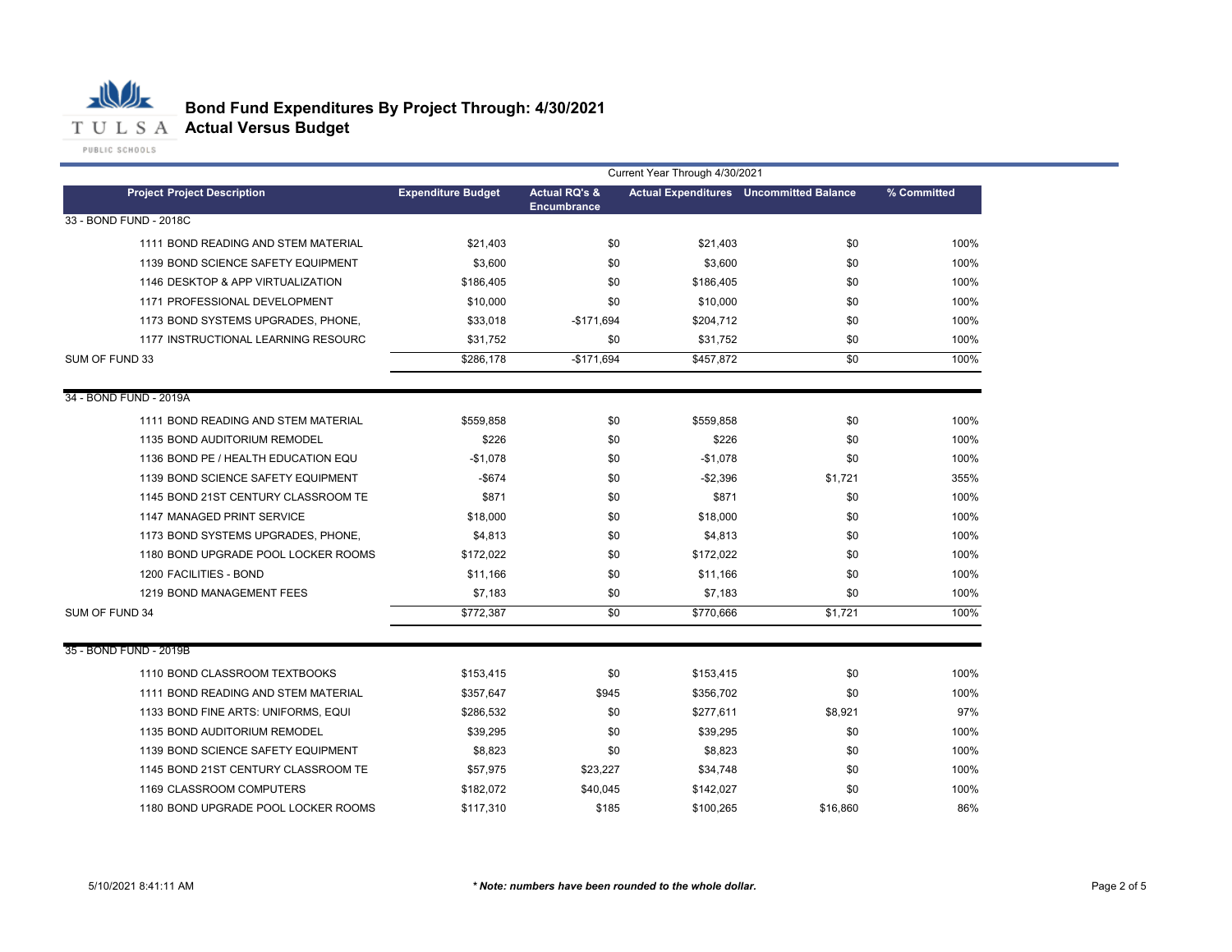# Bond Fund Expenditures By Project Through: 4/30/2021

## Actual Versus Budget

| Project Project Description | Expenditure Budget | Actual RQ's & Encumbrance | Actual Expenditures | Uncommitted Balance | % Committed |
|---|---|---|---|---|---|
| | Current Year Through 4/30/2021 | | | | |
| **33 - BOND FUND - 2018C** | | | | | |
| 1111 BOND READING AND STEM MATERIAL | $21,403 | $0 | $21,403 | $0 | 100% |
| 1139 BOND SCIENCE SAFETY EQUIPMENT | $3,600 | $0 | $3,600 | $0 | 100% |
| 1146 DESKTOP & APP VIRTUALIZATION | $186,405 | $0 | $186,405 | $0 | 100% |
| 1171 PROFESSIONAL DEVELOPMENT | $10,000 | $0 | $10,000 | $0 | 100% |
| 1173 BOND SYSTEMS UPGRADES, PHONE, | $33,018 | -$171,694 | $204,712 | $0 | 100% |
| 1177 INSTRUCTIONAL LEARNING RESOURC | $31,752 | $0 | $31,752 | $0 | 100% |
| SUM OF FUND 33 | $286,178 | -$171,694 | $457,872 | $0 | 100% |
| **34 - BOND FUND - 2019A** | | | | | |
| 1111 BOND READING AND STEM MATERIAL | $559,858 | $0 | $559,858 | $0 | 100% |
| 1135 BOND AUDITORIUM REMODEL | $226 | $0 | $226 | $0 | 100% |
| 1136 BOND PE / HEALTH EDUCATION EQU | -$1,078 | $0 | -$1,078 | $0 | 100% |
| 1139 BOND SCIENCE SAFETY EQUIPMENT | -$674 | $0 | -$2,396 | $1,721 | 355% |
| 1145 BOND 21ST CENTURY CLASSROOM TE | $871 | $0 | $871 | $0 | 100% |
| 1147 MANAGED PRINT SERVICE | $18,000 | $0 | $18,000 | $0 | 100% |
| 1173 BOND SYSTEMS UPGRADES, PHONE, | $4,813 | $0 | $4,813 | $0 | 100% |
| 1180 BOND UPGRADE POOL LOCKER ROOMS | $172,022 | $0 | $172,022 | $0 | 100% |
| 1200 FACILITIES - BOND | $11,166 | $0 | $11,166 | $0 | 100% |
| 1219 BOND MANAGEMENT FEES | $7,183 | $0 | $7,183 | $0 | 100% |
| SUM OF FUND 34 | $772,387 | $0 | $770,666 | $1,721 | 100% |
| **35 - BOND FUND - 2019B** | | | | | |
| 1110 BOND CLASSROOM TEXTBOOKS | $153,415 | $0 | $153,415 | $0 | 100% |
| 1111 BOND READING AND STEM MATERIAL | $357,647 | $945 | $356,702 | $0 | 100% |
| 1133 BOND FINE ARTS: UNIFORMS, EQUI | $286,532 | $0 | $277,611 | $8,921 | 97% |
| 1135 BOND AUDITORIUM REMODEL | $39,295 | $0 | $39,295 | $0 | 100% |
| 1139 BOND SCIENCE SAFETY EQUIPMENT | $8,823 | $0 | $8,823 | $0 | 100% |
| 1145 BOND 21ST CENTURY CLASSROOM TE | $57,975 | $23,227 | $34,748 | $0 | 100% |
| 1169 CLASSROOM COMPUTERS | $182,072 | $40,045 | $142,027 | $0 | 100% |
| 1180 BOND UPGRADE POOL LOCKER ROOMS | $117,310 | $185 | $100,265 | $16,860 | 86% |

5/10/2021 8:41:11 AM

*** Note: numbers have been rounded to the whole dollar.***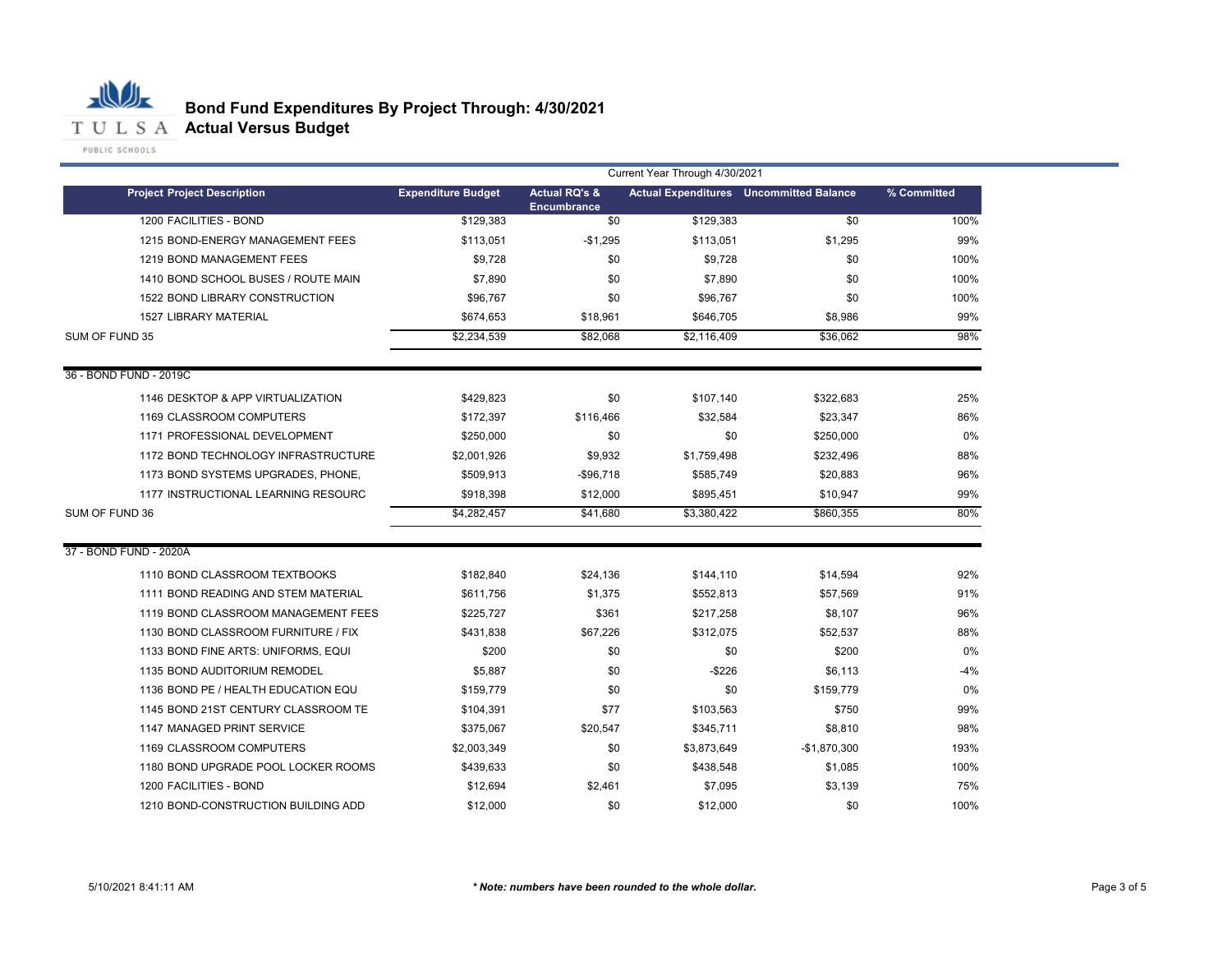# Bond Fund Expenditures By Project Through: 4/30/2021
## Actual Versus Budget

| Project Project Description | Expenditure Budget | Actual RQ's & Encumbrance | Actual Expenditures | Uncommitted Balance | % Committed |
|---|---|---|---|---|---|
| | Current Year Through 4/30/2021 | | | | |
| 1200 FACILITIES - BOND | $129,383 | $0 | $129,383 | $0 | 100% |
| 1215 BOND-ENERGY MANAGEMENT FEES | $113,051 | -$1,295 | $113,051 | $1,295 | 99% |
| 1219 BOND MANAGEMENT FEES | $9,728 | $0 | $9,728 | $0 | 100% |
| 1410 BOND SCHOOL BUSES / ROUTE MAIN | $7,890 | $0 | $7,890 | $0 | 100% |
| 1522 BOND LIBRARY CONSTRUCTION | $96,767 | $0 | $96,767 | $0 | 100% |
| 1527 LIBRARY MATERIAL | $674,653 | $18,961 | $646,705 | $8,986 | 99% |
| SUM OF FUND 35 | $2,234,539 | $82,068 | $2,116,409 | $36,062 | 98% |
| **36 - BOND FUND - 2019C** | | | | | |
| 1146 DESKTOP & APP VIRTUALIZATION | $429,823 | $0 | $107,140 | $322,683 | 25% |
| 1169 CLASSROOM COMPUTERS | $172,397 | $116,466 | $32,584 | $23,347 | 86% |
| 1171 PROFESSIONAL DEVELOPMENT | $250,000 | $0 | $0 | $250,000 | 0% |
| 1172 BOND TECHNOLOGY INFRASTRUCTURE | $2,001,926 | $9,932 | $1,759,498 | $232,496 | 88% |
| 1173 BOND SYSTEMS UPGRADES, PHONE, | $509,913 | -$96,718 | $585,749 | $20,883 | 96% |
| 1177 INSTRUCTIONAL LEARNING RESOURC | $918,398 | $12,000 | $895,451 | $10,947 | 99% |
| SUM OF FUND 36 | $4,282,457 | $41,680 | $3,380,422 | $860,355 | 80% |
| **37 - BOND FUND - 2020A** | | | | | |
| 1110 BOND CLASSROOM TEXTBOOKS | $182,840 | $24,136 | $144,110 | $14,594 | 92% |
| 1111 BOND READING AND STEM MATERIAL | $611,756 | $1,375 | $552,813 | $57,569 | 91% |
| 1119 BOND CLASSROOM MANAGEMENT FEES | $225,727 | $361 | $217,258 | $8,107 | 96% |
| 1130 BOND CLASSROOM FURNITURE / FIX | $431,838 | $67,226 | $312,075 | $52,537 | 88% |
| 1133 BOND FINE ARTS: UNIFORMS, EQUI | $200 | $0 | $0 | $200 | 0% |
| 1135 BOND AUDITORIUM REMODEL | $5,887 | $0 | -$226 | $6,113 | -4% |
| 1136 BOND PE / HEALTH EDUCATION EQU | $159,779 | $0 | $0 | $159,779 | 0% |
| 1145 BOND 21ST CENTURY CLASSROOM TE | $104,391 | $77 | $103,563 | $750 | 99% |
| 1147 MANAGED PRINT SERVICE | $375,067 | $20,547 | $345,711 | $8,810 | 98% |
| 1169 CLASSROOM COMPUTERS | $2,003,349 | $0 | $3,873,649 | -$1,870,300 | 193% |
| 1180 BOND UPGRADE POOL LOCKER ROOMS | $439,633 | $0 | $438,548 | $1,085 | 100% |
| 1200 FACILITIES - BOND | $12,694 | $2,461 | $7,095 | $3,139 | 75% |
| 1210 BOND-CONSTRUCTION BUILDING ADD | $12,000 | $0 | $12,000 | $0 | 100% |

5/10/2021 8:41:11 AM

*** Note: numbers have been rounded to the whole dollar.***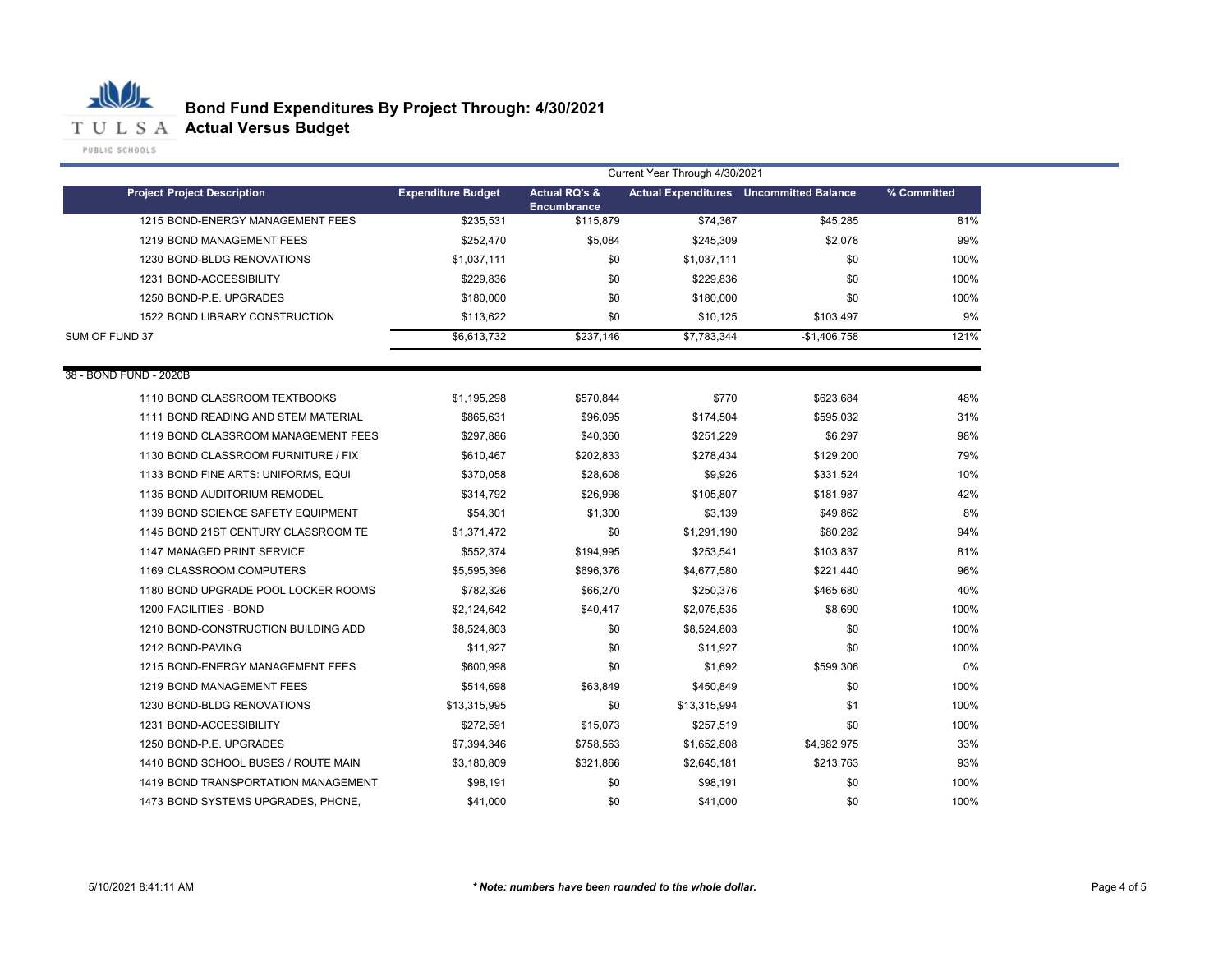# Bond Fund Expenditures By Project Through: 4/30/2021
## Actual Versus Budget

TULSA PUBLIC SCHOOLS

| Project Project Description | Expenditure Budget | Actual RQ's & Encumbrance | Actual Expenditures | Uncommitted Balance | % Committed |
|---|---|---|---|---|---|
| | Current Year Through 4/30/2021 | | | | |
| 1215 BOND-ENERGY MANAGEMENT FEES | $235,531 | $115,879 | $74,367 | $45,285 | 81% |
| 1219 BOND MANAGEMENT FEES | $252,470 | $5,084 | $245,309 | $2,078 | 99% |
| 1230 BOND-BLDG RENOVATIONS | $1,037,111 | $0 | $1,037,111 | $0 | 100% |
| 1231 BOND-ACCESSIBILITY | $229,836 | $0 | $229,836 | $0 | 100% |
| 1250 BOND-P.E. UPGRADES | $180,000 | $0 | $180,000 | $0 | 100% |
| 1522 BOND LIBRARY CONSTRUCTION | $113,622 | $0 | $10,125 | $103,497 | 9% |
| SUM OF FUND 37 | $6,613,732 | $237,146 | $7,783,344 | -$1,406,758 | 121% |
| 38 - BOND FUND - 2020B | | | | | |
| 1110 BOND CLASSROOM TEXTBOOKS | $1,195,298 | $570,844 | $770 | $623,684 | 48% |
| 1111 BOND READING AND STEM MATERIAL | $865,631 | $96,095 | $174,504 | $595,032 | 31% |
| 1119 BOND CLASSROOM MANAGEMENT FEES | $297,886 | $40,360 | $251,229 | $6,297 | 98% |
| 1130 BOND CLASSROOM FURNITURE / FIX | $610,467 | $202,833 | $278,434 | $129,200 | 79% |
| 1133 BOND FINE ARTS: UNIFORMS, EQUI | $370,058 | $28,608 | $9,926 | $331,524 | 10% |
| 1135 BOND AUDITORIUM REMODEL | $314,792 | $26,998 | $105,807 | $181,987 | 42% |
| 1139 BOND SCIENCE SAFETY EQUIPMENT | $54,301 | $1,300 | $3,139 | $49,862 | 8% |
| 1145 BOND 21ST CENTURY CLASSROOM TE | $1,371,472 | $0 | $1,291,190 | $80,282 | 94% |
| 1147 MANAGED PRINT SERVICE | $552,374 | $194,995 | $253,541 | $103,837 | 81% |
| 1169 CLASSROOM COMPUTERS | $5,595,396 | $696,376 | $4,677,580 | $221,440 | 96% |
| 1180 BOND UPGRADE POOL LOCKER ROOMS | $782,326 | $66,270 | $250,376 | $465,680 | 40% |
| 1200 FACILITIES - BOND | $2,124,642 | $40,417 | $2,075,535 | $8,690 | 100% |
| 1210 BOND-CONSTRUCTION BUILDING ADD | $8,524,803 | $0 | $8,524,803 | $0 | 100% |
| 1212 BOND-PAVING | $11,927 | $0 | $11,927 | $0 | 100% |
| 1215 BOND-ENERGY MANAGEMENT FEES | $600,998 | $0 | $1,692 | $599,306 | 0% |
| 1219 BOND MANAGEMENT FEES | $514,698 | $63,849 | $450,849 | $0 | 100% |
| 1230 BOND-BLDG RENOVATIONS | $13,315,995 | $0 | $13,315,994 | $1 | 100% |
| 1231 BOND-ACCESSIBILITY | $272,591 | $15,073 | $257,519 | $0 | 100% |
| 1250 BOND-P.E. UPGRADES | $7,394,346 | $758,563 | $1,652,808 | $4,982,975 | 33% |
| 1410 BOND SCHOOL BUSES / ROUTE MAIN | $3,180,809 | $321,866 | $2,645,181 | $213,763 | 93% |
| 1419 BOND TRANSPORTATION MANAGEMENT | $98,191 | $0 | $98,191 | $0 | 100% |
| 1473 BOND SYSTEMS UPGRADES, PHONE, | $41,000 | $0 | $41,000 | $0 | 100% |

5/10/2021 8:41:11 AM

*** Note: numbers have been rounded to the whole dollar.***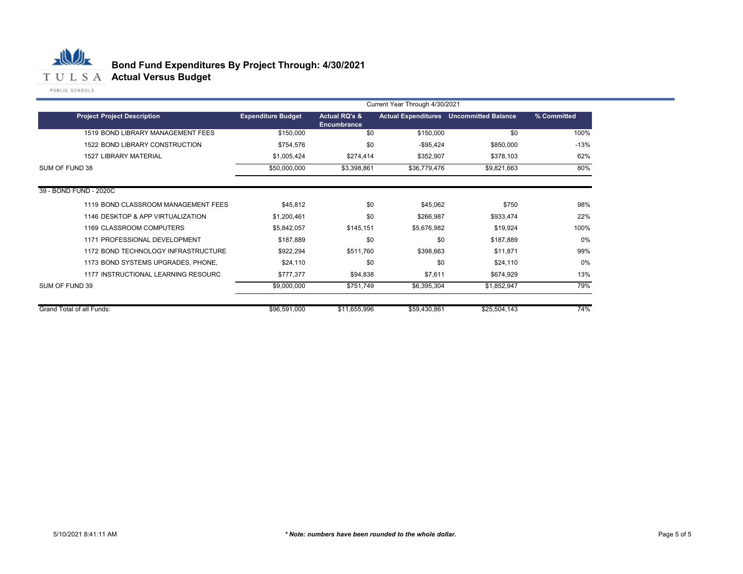# Bond Fund Expenditures By Project Through: 4/30/2021
## Actual Versus Budget

| Project Project Description | Expenditure Budget | Actual RQ's & Encumbrance | Actual Expenditures | Uncommitted Balance | % Committed |
|---|---|---|---|---|---|
| | | Current Year Through 4/30/2021 | | | |
| 1519 BOND LIBRARY MANAGEMENT FEES | $150,000 | $0 | $150,000 | $0 | 100% |
| 1522 BOND LIBRARY CONSTRUCTION | $754,576 | $0 | -$95,424 | $850,000 | -13% |
| 1527 LIBRARY MATERIAL | $1,005,424 | $274,414 | $352,907 | $378,103 | 62% |
| SUM OF FUND 38 | $50,000,000 | $3,398,861 | $36,779,476 | $9,821,663 | 80% |
| 39 - BOND FUND - 2020C | | | | | |
| 1119 BOND CLASSROOM MANAGEMENT FEES | $45,812 | $0 | $45,062 | $750 | 98% |
| 1146 DESKTOP & APP VIRTUALIZATION | $1,200,461 | $0 | $266,987 | $933,474 | 22% |
| 1169 CLASSROOM COMPUTERS | $5,842,057 | $145,151 | $5,676,982 | $19,924 | 100% |
| 1171 PROFESSIONAL DEVELOPMENT | $187,889 | $0 | $0 | $187,889 | 0% |
| 1172 BOND TECHNOLOGY INFRASTRUCTURE | $922,294 | $511,760 | $398,663 | $11,871 | 99% |
| 1173 BOND SYSTEMS UPGRADES, PHONE, | $24,110 | $0 | $0 | $24,110 | 0% |
| 1177 INSTRUCTIONAL LEARNING RESOURC | $777,377 | $94,838 | $7,611 | $674,929 | 13% |
| SUM OF FUND 39 | $9,000,000 | $751,749 | $6,395,304 | $1,852,947 | 79% |
| Grand Total of all Funds: | $96,591,000 | $11,655,996 | $59,430,861 | $25,504,143 | 74% |

5/10/2021 8:41:11 AM

*** Note: numbers have been rounded to the whole dollar.***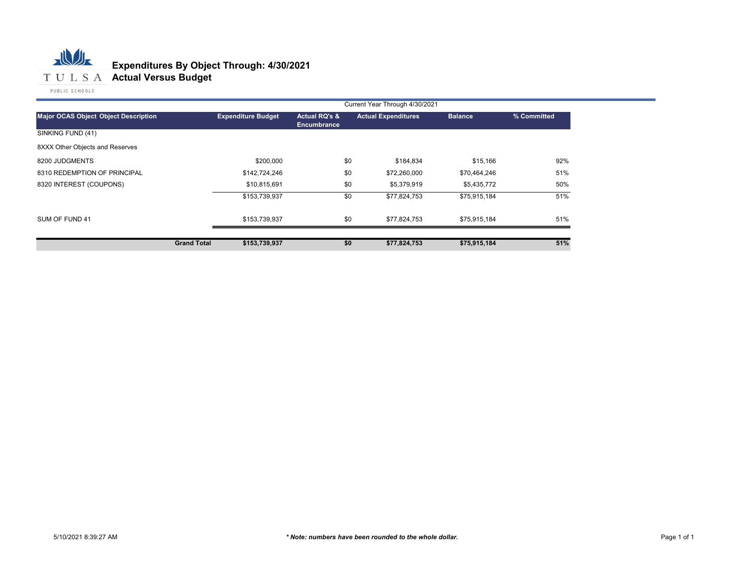TULSA PUBLIC SCHOOLS

# Expenditures By Object Through: 4/30/2021
## Actual Versus Budget

| | Current Year Through 4/30/2021 | | | | |
|---|---|---|---|---|---|
| **Major OCAS Object Object Description** | **Expenditure Budget** | **Actual RQ's & Encumbrance** | **Actual Expenditures** | **Balance** | **% Committed** |
| SINKING FUND (41) | | | | | |
| 8XXX Other Objects and Reserves | | | | | |
| 8200 JUDGMENTS | $200,000 | $0 | $184,834 | $15,166 | 92% |
| 8310 REDEMPTION OF PRINCIPAL | $142,724,246 | $0 | $72,260,000 | $70,464,246 | 51% |
| 8320 INTEREST (COUPONS) | $10,815,691 | $0 | $5,379,919 | $5,435,772 | 50% |
| | $153,739,937 | $0 | $77,824,753 | $75,915,184 | 51% |
| SUM OF FUND 41 | $153,739,937 | $0 | $77,824,753 | $75,915,184 | 51% |
| **Grand Total** | **$153,739,937** | **$0** | **$77,824,753** | **$75,915,184** | **51%** |

5/10/2021 8:39:27 AM

*** Note: numbers have been rounded to the whole dollar.***